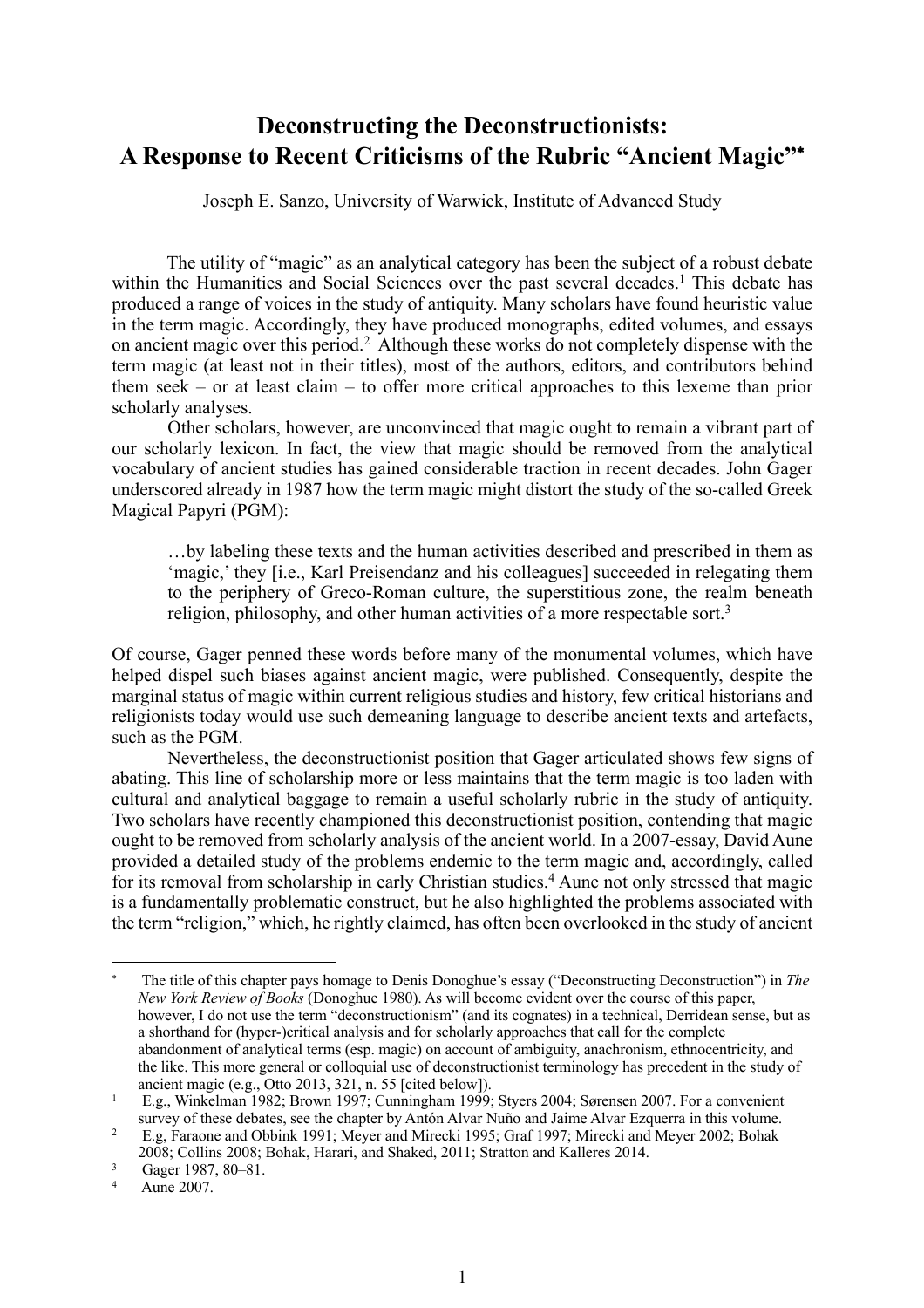# Deconstructing the Deconstructionists: A Response to Recent Criticisms of the Rubric "Ancient Magic"[*]

Joseph E. Sanzo, University of Warwick, Institute of Advanced Study

The utility of "magic" as an analytical category has been the subject of a robust debate within the Humanities and Social Sciences over the past several decades.[1] This debate has produced a range of voices in the study of antiquity. Many scholars have found heuristic value in the term magic. Accordingly, they have produced monographs, edited volumes, and essays on ancient magic over this period.[2] Although these works do not completely dispense with the term magic (at least not in their titles), most of the authors, editors, and contributors behind them seek – or at least claim – to offer more critical approaches to this lexeme than prior scholarly analyses.

Other scholars, however, are unconvinced that magic ought to remain a vibrant part of our scholarly lexicon. In fact, the view that magic should be removed from the analytical vocabulary of ancient studies has gained considerable traction in recent decades. John Gager underscored already in 1987 how the term magic might distort the study of the so-called Greek Magical Papyri (PGM):

> …by labeling these texts and the human activities described and prescribed in them as 'magic,' they [i.e., Karl Preisendanz and his colleagues] succeeded in relegating them to the periphery of Greco-Roman culture, the superstitious zone, the realm beneath religion, philosophy, and other human activities of a more respectable sort.[3]

Of course, Gager penned these words before many of the monumental volumes, which have helped dispel such biases against ancient magic, were published. Consequently, despite the marginal status of magic within current religious studies and history, few critical historians and religionists today would use such demeaning language to describe ancient texts and artefacts, such as the PGM.

Nevertheless, the deconstructionist position that Gager articulated shows few signs of abating. This line of scholarship more or less maintains that the term magic is too laden with cultural and analytical baggage to remain a useful scholarly rubric in the study of antiquity. Two scholars have recently championed this deconstructionist position, contending that magic ought to be removed from scholarly analysis of the ancient world. In a 2007-essay, David Aune provided a detailed study of the problems endemic to the term magic and, accordingly, called for its removal from scholarship in early Christian studies.[4] Aune not only stressed that magic is a fundamentally problematic construct, but he also highlighted the problems associated with the term "religion," which, he rightly claimed, has often been overlooked in the study of ancient

---

[*] The title of this chapter pays homage to Denis Donoghue's essay ("Deconstructing Deconstruction") in *The New York Review of Books* (Donoghue 1980). As will become evident over the course of this paper, however, I do not use the term "deconstructionism" (and its cognates) in a technical, Derridean sense, but as a shorthand for (hyper-)critical analysis and for scholarly approaches that call for the complete abandonment of analytical terms (esp. magic) on account of ambiguity, anachronism, ethnocentricity, and the like. This more general or colloquial use of deconstructionist terminology has precedent in the study of ancient magic (e.g., Otto 2013, 321, n. 55 [cited below]).

[1] E.g., Winkelman 1982; Brown 1997; Cunningham 1999; Styers 2004; Sørensen 2007. For a convenient survey of these debates, see the chapter by Antón Alvar Nuño and Jaime Alvar Ezquerra in this volume.

[2] E.g, Faraone and Obbink 1991; Meyer and Mirecki 1995; Graf 1997; Mirecki and Meyer 2002; Bohak 2008; Collins 2008; Bohak, Harari, and Shaked, 2011; Stratton and Kalleres 2014.

[3] Gager 1987, 80–81.

[4] Aune 2007.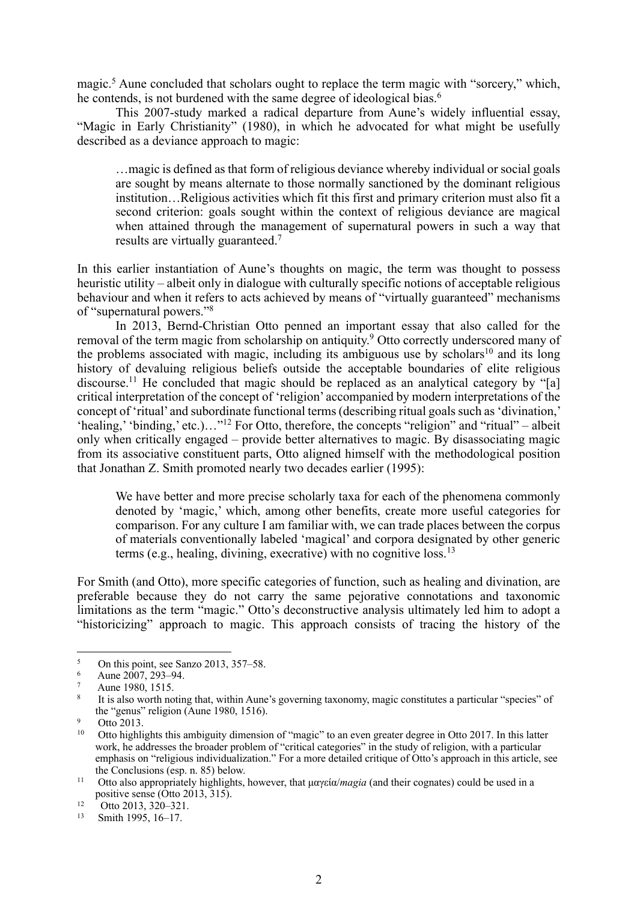magic.[5] Aune concluded that scholars ought to replace the term magic with "sorcery," which, he contends, is not burdened with the same degree of ideological bias.[6]

This 2007-study marked a radical departure from Aune's widely influential essay, "Magic in Early Christianity" (1980), in which he advocated for what might be usefully described as a deviance approach to magic:

> …magic is defined as that form of religious deviance whereby individual or social goals are sought by means alternate to those normally sanctioned by the dominant religious institution…Religious activities which fit this first and primary criterion must also fit a second criterion: goals sought within the context of religious deviance are magical when attained through the management of supernatural powers in such a way that results are virtually guaranteed.[7]

In this earlier instantiation of Aune's thoughts on magic, the term was thought to possess heuristic utility – albeit only in dialogue with culturally specific notions of acceptable religious behaviour and when it refers to acts achieved by means of "virtually guaranteed" mechanisms of "supernatural powers."[8]

In 2013, Bernd-Christian Otto penned an important essay that also called for the removal of the term magic from scholarship on antiquity.[9] Otto correctly underscored many of the problems associated with magic, including its ambiguous use by scholars[10] and its long history of devaluing religious beliefs outside the acceptable boundaries of elite religious discourse.[11] He concluded that magic should be replaced as an analytical category by "[a] critical interpretation of the concept of 'religion' accompanied by modern interpretations of the concept of 'ritual' and subordinate functional terms (describing ritual goals such as 'divination,' 'healing,' 'binding,' etc.)…"[12] For Otto, therefore, the concepts "religion" and "ritual" – albeit only when critically engaged – provide better alternatives to magic. By disassociating magic from its associative constituent parts, Otto aligned himself with the methodological position that Jonathan Z. Smith promoted nearly two decades earlier (1995):

> We have better and more precise scholarly taxa for each of the phenomena commonly denoted by 'magic,' which, among other benefits, create more useful categories for comparison. For any culture I am familiar with, we can trade places between the corpus of materials conventionally labeled 'magical' and corpora designated by other generic terms (e.g., healing, divining, execrative) with no cognitive loss.[13]

For Smith (and Otto), more specific categories of function, such as healing and divination, are preferable because they do not carry the same pejorative connotations and taxonomic limitations as the term "magic." Otto's deconstructive analysis ultimately led him to adopt a "historicizing" approach to magic. This approach consists of tracing the history of the

---

[5] On this point, see Sanzo 2013, 357–58.

[6] Aune 2007, 293–94.

[7] Aune 1980, 1515.

[8] It is also worth noting that, within Aune's governing taxonomy, magic constitutes a particular "species" of the "genus" religion (Aune 1980, 1516).

[9] Otto 2013.

[10] Otto highlights this ambiguity dimension of "magic" to an even greater degree in Otto 2017. In this latter work, he addresses the broader problem of "critical categories" in the study of religion, with a particular emphasis on "religious individualization." For a more detailed critique of Otto's approach in this article, see the Conclusions (esp. n. 85) below.

[11] Otto also appropriately highlights, however, that μαγεία/*magia* (and their cognates) could be used in a positive sense (Otto 2013, 315).

[12] Otto 2013, 320–321.

[13] Smith 1995, 16–17.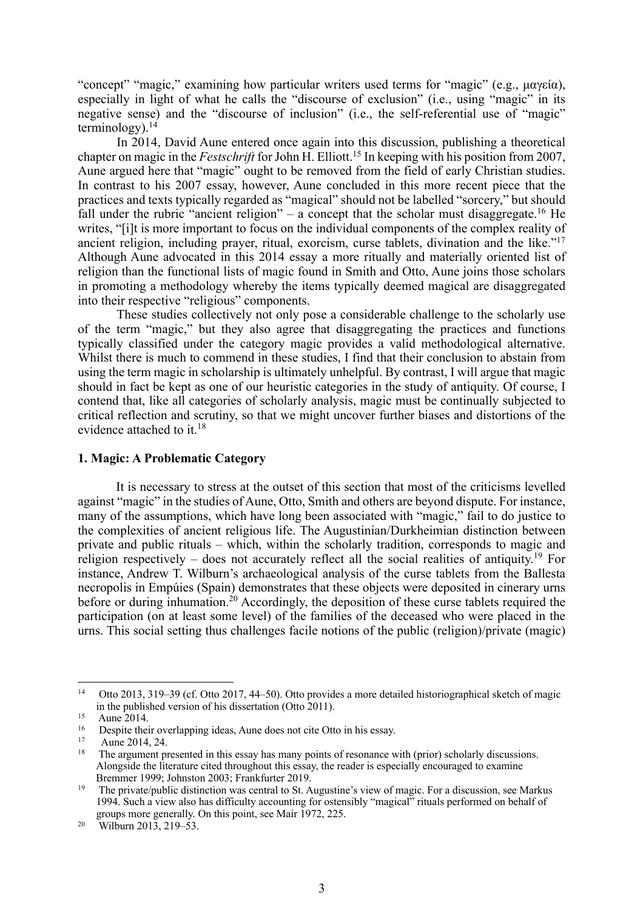"concept" "magic," examining how particular writers used terms for "magic" (e.g., μαγεία), especially in light of what he calls the "discourse of exclusion" (i.e., using "magic" in its negative sense) and the "discourse of inclusion" (i.e., the self-referential use of "magic" terminology).[14]

In 2014, David Aune entered once again into this discussion, publishing a theoretical chapter on magic in the *Festschrift* for John H. Elliott.[15] In keeping with his position from 2007, Aune argued here that "magic" ought to be removed from the field of early Christian studies. In contrast to his 2007 essay, however, Aune concluded in this more recent piece that the practices and texts typically regarded as "magical" should not be labelled "sorcery," but should fall under the rubric "ancient religion" – a concept that the scholar must disaggregate.[16] He writes, "[i]t is more important to focus on the individual components of the complex reality of ancient religion, including prayer, ritual, exorcism, curse tablets, divination and the like."[17] Although Aune advocated in this 2014 essay a more ritually and materially oriented list of religion than the functional lists of magic found in Smith and Otto, Aune joins those scholars in promoting a methodology whereby the items typically deemed magical are disaggregated into their respective "religious" components.

These studies collectively not only pose a considerable challenge to the scholarly use of the term "magic," but they also agree that disaggregating the practices and functions typically classified under the category magic provides a valid methodological alternative. Whilst there is much to commend in these studies, I find that their conclusion to abstain from using the term magic in scholarship is ultimately unhelpful. By contrast, I will argue that magic should in fact be kept as one of our heuristic categories in the study of antiquity. Of course, I contend that, like all categories of scholarly analysis, magic must be continually subjected to critical reflection and scrutiny, so that we might uncover further biases and distortions of the evidence attached to it.[18]

## 1. Magic: A Problematic Category

It is necessary to stress at the outset of this section that most of the criticisms levelled against "magic" in the studies of Aune, Otto, Smith and others are beyond dispute. For instance, many of the assumptions, which have long been associated with "magic," fail to do justice to the complexities of ancient religious life. The Augustinian/Durkheimian distinction between private and public rituals – which, within the scholarly tradition, corresponds to magic and religion respectively – does not accurately reflect all the social realities of antiquity.[19] For instance, Andrew T. Wilburn's archaeological analysis of the curse tablets from the Ballesta necropolis in Empúies (Spain) demonstrates that these objects were deposited in cinerary urns before or during inhumation.[20] Accordingly, the deposition of these curse tablets required the participation (on at least some level) of the families of the deceased who were placed in the urns. This social setting thus challenges facile notions of the public (religion)/private (magic)

---

[14] Otto 2013, 319–39 (cf. Otto 2017, 44–50). Otto provides a more detailed historiographical sketch of magic in the published version of his dissertation (Otto 2011).

[15] Aune 2014.

[16] Despite their overlapping ideas, Aune does not cite Otto in his essay.

[17] Aune 2014, 24.

[18] The argument presented in this essay has many points of resonance with (prior) scholarly discussions. Alongside the literature cited throughout this essay, the reader is especially encouraged to examine Bremmer 1999; Johnston 2003; Frankfurter 2019.

[19] The private/public distinction was central to St. Augustine's view of magic. For a discussion, see Markus 1994. Such a view also has difficulty accounting for ostensibly "magical" rituals performed on behalf of groups more generally. On this point, see Mair 1972, 225.

[20] Wilburn 2013, 219–53.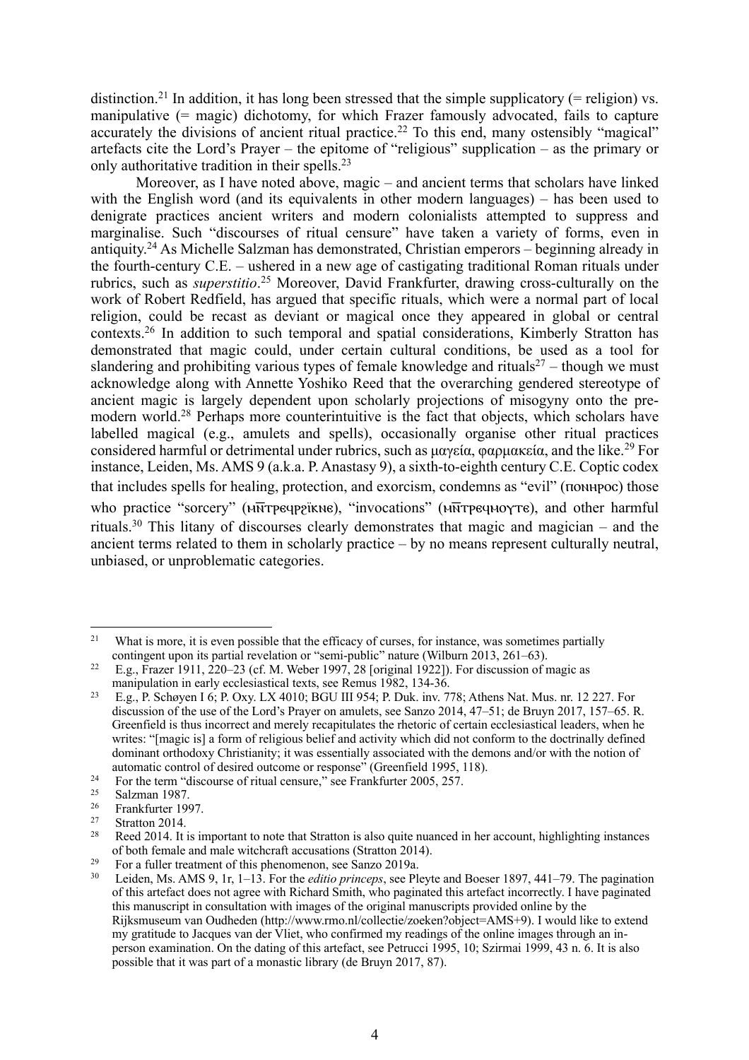distinction.[21] In addition, it has long been stressed that the simple supplicatory (= religion) vs. manipulative (= magic) dichotomy, for which Frazer famously advocated, fails to capture accurately the divisions of ancient ritual practice.[22] To this end, many ostensibly "magical" artefacts cite the Lord's Prayer – the epitome of "religious" supplication – as the primary or only authoritative tradition in their spells.[23]

Moreover, as I have noted above, magic – and ancient terms that scholars have linked with the English word (and its equivalents in other modern languages) – has been used to denigrate practices ancient writers and modern colonialists attempted to suppress and marginalise. Such "discourses of ritual censure" have taken a variety of forms, even in antiquity.[24] As Michelle Salzman has demonstrated, Christian emperors – beginning already in the fourth-century C.E. – ushered in a new age of castigating traditional Roman rituals under rubrics, such as *superstitio*.[25] Moreover, David Frankfurter, drawing cross-culturally on the work of Robert Redfield, has argued that specific rituals, which were a normal part of local religion, could be recast as deviant or magical once they appeared in global or central contexts.[26] In addition to such temporal and spatial considerations, Kimberly Stratton has demonstrated that magic could, under certain cultural conditions, be used as a tool for slandering and prohibiting various types of female knowledge and rituals[27] – though we must acknowledge along with Annette Yoshiko Reed that the overarching gendered stereotype of ancient magic is largely dependent upon scholarly projections of misogyny onto the pre-modern world.[28] Perhaps more counterintuitive is the fact that objects, which scholars have labelled magical (e.g., amulets and spells), occasionally organise other ritual practices considered harmful or detrimental under rubrics, such as μαγεία, φαρμακεία, and the like.[29] For instance, Leiden, Ms. AMS 9 (a.k.a. P. Anastasy 9), a sixth-to-eighth century C.E. Coptic codex that includes spells for healing, protection, and exorcism, condemns as "evil" (ⲡⲟⲛⲏⲣⲟⲥ) those who practice "sorcery" (ⲙⲛ̄ⲧⲣⲉϥⲣϩⲓ̈ⲕⲉ), "invocations" (ⲙⲛ̄ⲧⲣⲉϥⲙⲟⲩⲧⲉ), and other harmful rituals.[30] This litany of discourses clearly demonstrates that magic and magician – and the ancient terms related to them in scholarly practice – by no means represent culturally neutral, unbiased, or unproblematic categories.

---

[21] What is more, it is even possible that the efficacy of curses, for instance, was sometimes partially contingent upon its partial revelation or "semi-public" nature (Wilburn 2013, 261–63).

[22] E.g., Frazer 1911, 220–23 (cf. M. Weber 1997, 28 [original 1922]). For discussion of magic as manipulation in early ecclesiastical texts, see Remus 1982, 134-36.

[23] E.g., P. Schøyen I 6; P. Oxy. LX 4010; BGU III 954; P. Duk. inv. 778; Athens Nat. Mus. nr. 12 227. For discussion of the use of the Lord's Prayer on amulets, see Sanzo 2014, 47–51; de Bruyn 2017, 157–65. R. Greenfield is thus incorrect and merely recapitulates the rhetoric of certain ecclesiastical leaders, when he writes: "[magic is] a form of religious belief and activity which did not conform to the doctrinally defined dominant orthodoxy Christianity; it was essentially associated with the demons and/or with the notion of automatic control of desired outcome or response" (Greenfield 1995, 118).

[24] For the term "discourse of ritual censure," see Frankfurter 2005, 257.

[25] Salzman 1987.

[26] Frankfurter 1997.

[27] Stratton 2014.

[28] Reed 2014. It is important to note that Stratton is also quite nuanced in her account, highlighting instances of both female and male witchcraft accusations (Stratton 2014).

[29] For a fuller treatment of this phenomenon, see Sanzo 2019a.

[30] Leiden, Ms. AMS 9, 1r, 1–13. For the *editio princeps*, see Pleyte and Boeser 1897, 441–79. The pagination of this artefact does not agree with Richard Smith, who paginated this artefact incorrectly. I have paginated this manuscript in consultation with images of the original manuscripts provided online by the Rijksmuseum van Oudheden (http://www.rmo.nl/collectie/zoeken?object=AMS+9). I would like to extend my gratitude to Jacques van der Vliet, who confirmed my readings of the online images through an in-person examination. On the dating of this artefact, see Petrucci 1995, 10; Szirmai 1999, 43 n. 6. It is also possible that it was part of a monastic library (de Bruyn 2017, 87).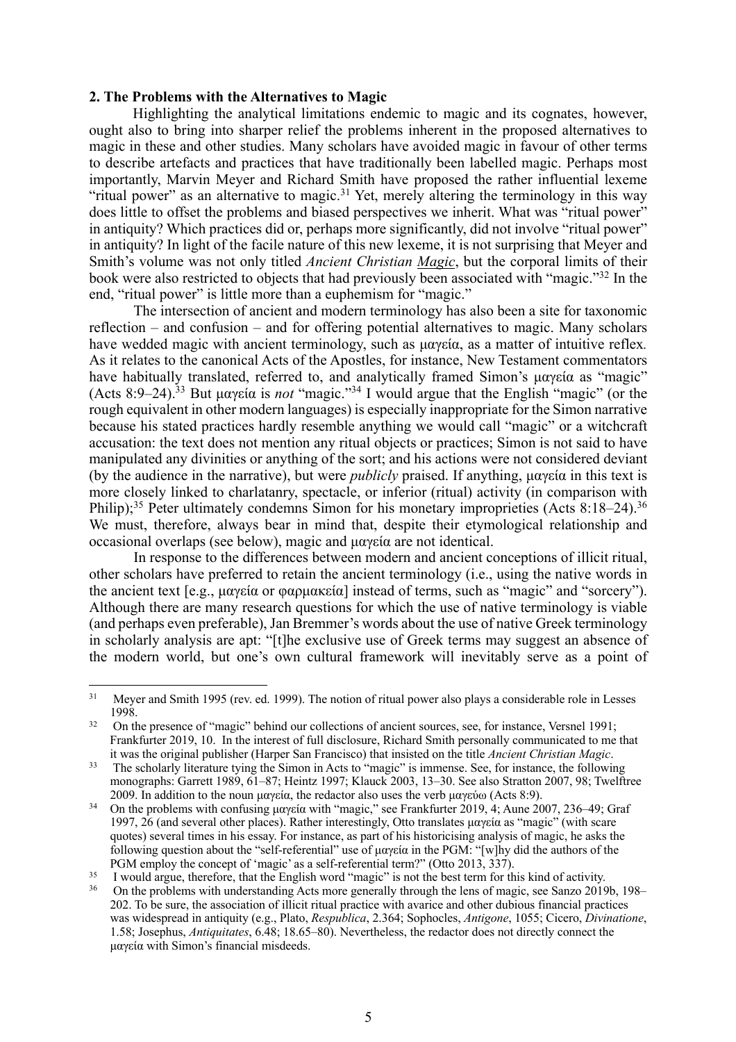## 2. The Problems with the Alternatives to Magic

Highlighting the analytical limitations endemic to magic and its cognates, however, ought also to bring into sharper relief the problems inherent in the proposed alternatives to magic in these and other studies. Many scholars have avoided magic in favour of other terms to describe artefacts and practices that have traditionally been labelled magic. Perhaps most importantly, Marvin Meyer and Richard Smith have proposed the rather influential lexeme "ritual power" as an alternative to magic.[31] Yet, merely altering the terminology in this way does little to offset the problems and biased perspectives we inherit. What was "ritual power" in antiquity? Which practices did or, perhaps more significantly, did not involve "ritual power" in antiquity? In light of the facile nature of this new lexeme, it is not surprising that Meyer and Smith's volume was not only titled *Ancient Christian <u>Magic</u>*, but the corporal limits of their book were also restricted to objects that had previously been associated with "magic."[32] In the end, "ritual power" is little more than a euphemism for "magic."

The intersection of ancient and modern terminology has also been a site for taxonomic reflection – and confusion – and for offering potential alternatives to magic. Many scholars have wedded magic with ancient terminology, such as μαγεία, as a matter of intuitive reflex. As it relates to the canonical Acts of the Apostles, for instance, New Testament commentators have habitually translated, referred to, and analytically framed Simon's μαγεία as "magic" (Acts 8:9–24).[33] But μαγεία is *not* "magic."[34] I would argue that the English "magic" (or the rough equivalent in other modern languages) is especially inappropriate for the Simon narrative because his stated practices hardly resemble anything we would call "magic" or a witchcraft accusation: the text does not mention any ritual objects or practices; Simon is not said to have manipulated any divinities or anything of the sort; and his actions were not considered deviant (by the audience in the narrative), but were *publicly* praised. If anything, μαγεία in this text is more closely linked to charlatanry, spectacle, or inferior (ritual) activity (in comparison with Philip);[35] Peter ultimately condemns Simon for his monetary improprieties (Acts 8:18–24).[36] We must, therefore, always bear in mind that, despite their etymological relationship and occasional overlaps (see below), magic and μαγεία are not identical.

In response to the differences between modern and ancient conceptions of illicit ritual, other scholars have preferred to retain the ancient terminology (i.e., using the native words in the ancient text [e.g., μαγεία or φαρμακεία] instead of terms, such as "magic" and "sorcery"). Although there are many research questions for which the use of native terminology is viable (and perhaps even preferable), Jan Bremmer's words about the use of native Greek terminology in scholarly analysis are apt: "[t]he exclusive use of Greek terms may suggest an absence of the modern world, but one's own cultural framework will inevitably serve as a point of

---

[31] Meyer and Smith 1995 (rev. ed. 1999). The notion of ritual power also plays a considerable role in Lesses 1998.

[32] On the presence of "magic" behind our collections of ancient sources, see, for instance, Versnel 1991; Frankfurter 2019, 10. In the interest of full disclosure, Richard Smith personally communicated to me that it was the original publisher (Harper San Francisco) that insisted on the title *Ancient Christian Magic*.

[33] The scholarly literature tying the Simon in Acts to "magic" is immense. See, for instance, the following monographs: Garrett 1989, 61–87; Heintz 1997; Klauck 2003, 13–30. See also Stratton 2007, 98; Twelftree 2009. In addition to the noun μαγεία, the redactor also uses the verb μαγεύω (Acts 8:9).

[34] On the problems with confusing μαγεία with "magic," see Frankfurter 2019, 4; Aune 2007, 236–49; Graf 1997, 26 (and several other places). Rather interestingly, Otto translates μαγεία as "magic" (with scare quotes) several times in his essay. For instance, as part of his historicising analysis of magic, he asks the following question about the "self-referential" use of μαγεία in the PGM: "[w]hy did the authors of the PGM employ the concept of 'magic' as a self-referential term?" (Otto 2013, 337).

[35] I would argue, therefore, that the English word "magic" is not the best term for this kind of activity.

[36] On the problems with understanding Acts more generally through the lens of magic, see Sanzo 2019b, 198–202. To be sure, the association of illicit ritual practice with avarice and other dubious financial practices was widespread in antiquity (e.g., Plato, *Respublica*, 2.364; Sophocles, *Antigone*, 1055; Cicero, *Divinatione*, 1.58; Josephus, *Antiquitates*, 6.48; 18.65–80). Nevertheless, the redactor does not directly connect the μαγεία with Simon's financial misdeeds.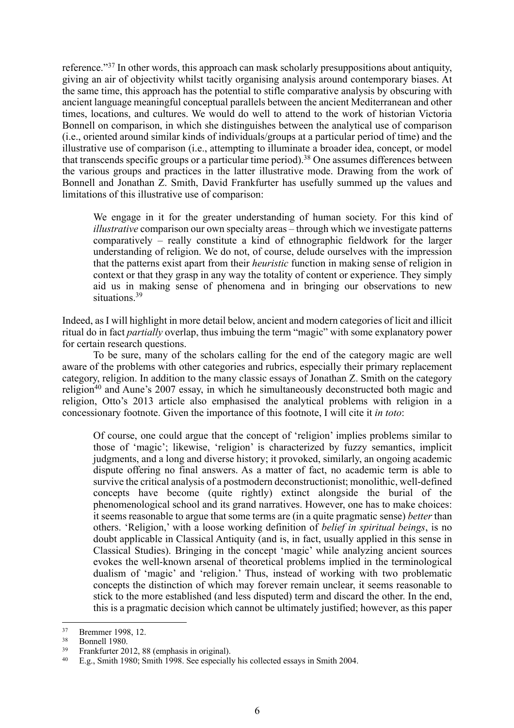reference."[37] In other words, this approach can mask scholarly presuppositions about antiquity, giving an air of objectivity whilst tacitly organising analysis around contemporary biases. At the same time, this approach has the potential to stifle comparative analysis by obscuring with ancient language meaningful conceptual parallels between the ancient Mediterranean and other times, locations, and cultures. We would do well to attend to the work of historian Victoria Bonnell on comparison, in which she distinguishes between the analytical use of comparison (i.e., oriented around similar kinds of individuals/groups at a particular period of time) and the illustrative use of comparison (i.e., attempting to illuminate a broader idea, concept, or model that transcends specific groups or a particular time period).[38] One assumes differences between the various groups and practices in the latter illustrative mode. Drawing from the work of Bonnell and Jonathan Z. Smith, David Frankfurter has usefully summed up the values and limitations of this illustrative use of comparison:

> We engage in it for the greater understanding of human society. For this kind of *illustrative* comparison our own specialty areas – through which we investigate patterns comparatively – really constitute a kind of ethnographic fieldwork for the larger understanding of religion. We do not, of course, delude ourselves with the impression that the patterns exist apart from their *heuristic* function in making sense of religion in context or that they grasp in any way the totality of content or experience. They simply aid us in making sense of phenomena and in bringing our observations to new situations.[39]

Indeed, as I will highlight in more detail below, ancient and modern categories of licit and illicit ritual do in fact *partially* overlap, thus imbuing the term "magic" with some explanatory power for certain research questions.

To be sure, many of the scholars calling for the end of the category magic are well aware of the problems with other categories and rubrics, especially their primary replacement category, religion. In addition to the many classic essays of Jonathan Z. Smith on the category religion[40] and Aune's 2007 essay, in which he simultaneously deconstructed both magic and religion, Otto's 2013 article also emphasised the analytical problems with religion in a concessionary footnote. Given the importance of this footnote, I will cite it *in toto*:

> Of course, one could argue that the concept of 'religion' implies problems similar to those of 'magic'; likewise, 'religion' is characterized by fuzzy semantics, implicit judgments, and a long and diverse history; it provoked, similarly, an ongoing academic dispute offering no final answers. As a matter of fact, no academic term is able to survive the critical analysis of a postmodern deconstructionist; monolithic, well-defined concepts have become (quite rightly) extinct alongside the burial of the phenomenological school and its grand narratives. However, one has to make choices: it seems reasonable to argue that some terms are (in a quite pragmatic sense) *better* than others. 'Religion,' with a loose working definition of *belief in spiritual beings*, is no doubt applicable in Classical Antiquity (and is, in fact, usually applied in this sense in Classical Studies). Bringing in the concept 'magic' while analyzing ancient sources evokes the well-known arsenal of theoretical problems implied in the terminological dualism of 'magic' and 'religion.' Thus, instead of working with two problematic concepts the distinction of which may forever remain unclear, it seems reasonable to stick to the more established (and less disputed) term and discard the other. In the end, this is a pragmatic decision which cannot be ultimately justified; however, as this paper

---

[37] Bremmer 1998, 12.

[38] Bonnell 1980.

[39] Frankfurter 2012, 88 (emphasis in original).

[40] E.g., Smith 1980; Smith 1998. See especially his collected essays in Smith 2004.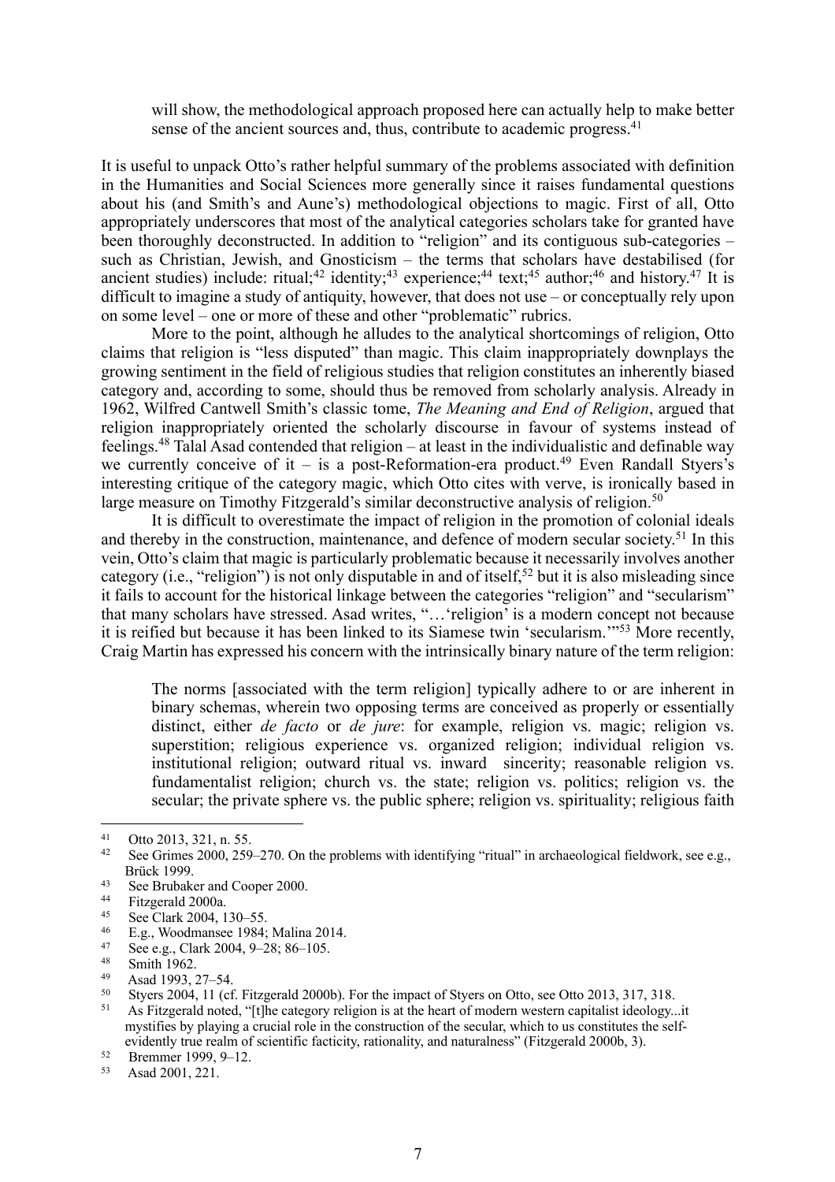> will show, the methodological approach proposed here can actually help to make better sense of the ancient sources and, thus, contribute to academic progress.[41]

It is useful to unpack Otto's rather helpful summary of the problems associated with definition in the Humanities and Social Sciences more generally since it raises fundamental questions about his (and Smith's and Aune's) methodological objections to magic. First of all, Otto appropriately underscores that most of the analytical categories scholars take for granted have been thoroughly deconstructed. In addition to "religion" and its contiguous sub-categories – such as Christian, Jewish, and Gnosticism – the terms that scholars have destabilised (for ancient studies) include: ritual;[42] identity;[43] experience;[44] text;[45] author;[46] and history.[47] It is difficult to imagine a study of antiquity, however, that does not use – or conceptually rely upon on some level – one or more of these and other "problematic" rubrics.

More to the point, although he alludes to the analytical shortcomings of religion, Otto claims that religion is "less disputed" than magic. This claim inappropriately downplays the growing sentiment in the field of religious studies that religion constitutes an inherently biased category and, according to some, should thus be removed from scholarly analysis. Already in 1962, Wilfred Cantwell Smith's classic tome, *The Meaning and End of Religion*, argued that religion inappropriately oriented the scholarly discourse in favour of systems instead of feelings.[48] Talal Asad contended that religion – at least in the individualistic and definable way we currently conceive of it – is a post-Reformation-era product.[49] Even Randall Styers's interesting critique of the category magic, which Otto cites with verve, is ironically based in large measure on Timothy Fitzgerald's similar deconstructive analysis of religion.[50]

It is difficult to overestimate the impact of religion in the promotion of colonial ideals and thereby in the construction, maintenance, and defence of modern secular society.[51] In this vein, Otto's claim that magic is particularly problematic because it necessarily involves another category (i.e., "religion") is not only disputable in and of itself,[52] but it is also misleading since it fails to account for the historical linkage between the categories "religion" and "secularism" that many scholars have stressed. Asad writes, "…'religion' is a modern concept not because it is reified but because it has been linked to its Siamese twin 'secularism.'"[53] More recently, Craig Martin has expressed his concern with the intrinsically binary nature of the term religion:

> The norms [associated with the term religion] typically adhere to or are inherent in binary schemas, wherein two opposing terms are conceived as properly or essentially distinct, either *de facto* or *de jure*: for example, religion vs. magic; religion vs. superstition; religious experience vs. organized religion; individual religion vs. institutional religion; outward ritual vs. inward sincerity; reasonable religion vs. fundamentalist religion; church vs. the state; religion vs. politics; religion vs. the secular; the private sphere vs. the public sphere; religion vs. spirituality; religious faith

---

41 Otto 2013, 321, n. 55.

42 See Grimes 2000, 259–270. On the problems with identifying "ritual" in archaeological fieldwork, see e.g., Brück 1999.

43 See Brubaker and Cooper 2000.

44 Fitzgerald 2000a.

45 See Clark 2004, 130–55.

46 E.g., Woodmansee 1984; Malina 2014.

47 See e.g., Clark 2004, 9–28; 86–105.

48 Smith 1962.

49 Asad 1993, 27–54.

50 Styers 2004, 11 (cf. Fitzgerald 2000b). For the impact of Styers on Otto, see Otto 2013, 317, 318.

51 As Fitzgerald noted, "[t]he category religion is at the heart of modern western capitalist ideology...it mystifies by playing a crucial role in the construction of the secular, which to us constitutes the self-evidently true realm of scientific facticity, rationality, and naturalness" (Fitzgerald 2000b, 3).

52 Bremmer 1999, 9–12.

53 Asad 2001, 221.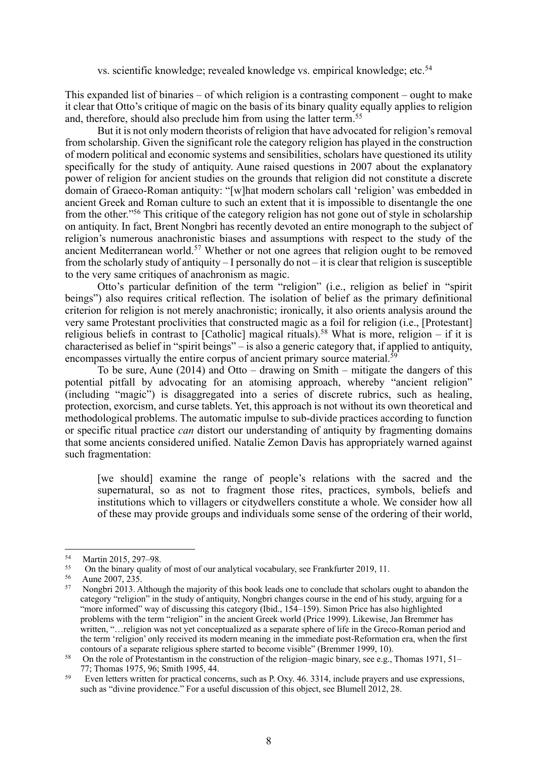vs. scientific knowledge; revealed knowledge vs. empirical knowledge; etc.[54]

This expanded list of binaries – of which religion is a contrasting component – ought to make it clear that Otto's critique of magic on the basis of its binary quality equally applies to religion and, therefore, should also preclude him from using the latter term.[55]

But it is not only modern theorists of religion that have advocated for religion's removal from scholarship. Given the significant role the category religion has played in the construction of modern political and economic systems and sensibilities, scholars have questioned its utility specifically for the study of antiquity. Aune raised questions in 2007 about the explanatory power of religion for ancient studies on the grounds that religion did not constitute a discrete domain of Graeco-Roman antiquity: "[w]hat modern scholars call 'religion' was embedded in ancient Greek and Roman culture to such an extent that it is impossible to disentangle the one from the other."[56] This critique of the category religion has not gone out of style in scholarship on antiquity. In fact, Brent Nongbri has recently devoted an entire monograph to the subject of religion's numerous anachronistic biases and assumptions with respect to the study of the ancient Mediterranean world.[57] Whether or not one agrees that religion ought to be removed from the scholarly study of antiquity – I personally do not – it is clear that religion is susceptible to the very same critiques of anachronism as magic.

Otto's particular definition of the term "religion" (i.e., religion as belief in "spirit beings") also requires critical reflection. The isolation of belief as the primary definitional criterion for religion is not merely anachronistic; ironically, it also orients analysis around the very same Protestant proclivities that constructed magic as a foil for religion (i.e., [Protestant] religious beliefs in contrast to [Catholic] magical rituals).[58] What is more, religion – if it is characterised as belief in "spirit beings" – is also a generic category that, if applied to antiquity, encompasses virtually the entire corpus of ancient primary source material.[59]

To be sure, Aune (2014) and Otto – drawing on Smith – mitigate the dangers of this potential pitfall by advocating for an atomising approach, whereby "ancient religion" (including "magic") is disaggregated into a series of discrete rubrics, such as healing, protection, exorcism, and curse tablets. Yet, this approach is not without its own theoretical and methodological problems. The automatic impulse to sub-divide practices according to function or specific ritual practice *can* distort our understanding of antiquity by fragmenting domains that some ancients considered unified. Natalie Zemon Davis has appropriately warned against such fragmentation:

> [we should] examine the range of people's relations with the sacred and the supernatural, so as not to fragment those rites, practices, symbols, beliefs and institutions which to villagers or citydwellers constitute a whole. We consider how all of these may provide groups and individuals some sense of the ordering of their world,

---

[54] Martin 2015, 297–98.

[55] On the binary quality of most of our analytical vocabulary, see Frankfurter 2019, 11.

[56] Aune 2007, 235.

[57] Nongbri 2013. Although the majority of this book leads one to conclude that scholars ought to abandon the category "religion" in the study of antiquity, Nongbri changes course in the end of his study, arguing for a "more informed" way of discussing this category (Ibid., 154–159). Simon Price has also highlighted problems with the term "religion" in the ancient Greek world (Price 1999). Likewise, Jan Bremmer has written, "…religion was not yet conceptualized as a separate sphere of life in the Greco-Roman period and the term 'religion' only received its modern meaning in the immediate post-Reformation era, when the first contours of a separate religious sphere started to become visible" (Bremmer 1999, 10).

[58] On the role of Protestantism in the construction of the religion–magic binary, see e.g., Thomas 1971, 51–77; Thomas 1975, 96; Smith 1995, 44.

[59] Even letters written for practical concerns, such as P. Oxy. 46. 3314, include prayers and use expressions, such as "divine providence." For a useful discussion of this object, see Blumell 2012, 28.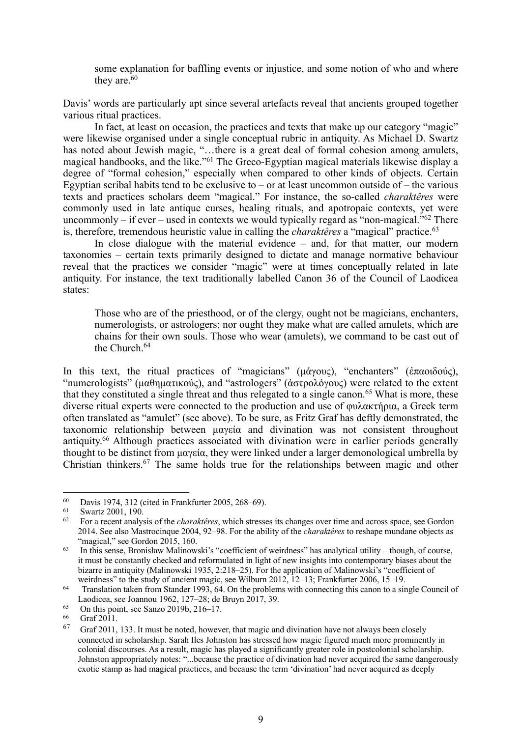> some explanation for baffling events or injustice, and some notion of who and where they are.[60]

Davis' words are particularly apt since several artefacts reveal that ancients grouped together various ritual practices.

In fact, at least on occasion, the practices and texts that make up our category "magic" were likewise organised under a single conceptual rubric in antiquity. As Michael D. Swartz has noted about Jewish magic, "…there is a great deal of formal cohesion among amulets, magical handbooks, and the like."[61] The Greco-Egyptian magical materials likewise display a degree of "formal cohesion," especially when compared to other kinds of objects. Certain Egyptian scribal habits tend to be exclusive to – or at least uncommon outside of – the various texts and practices scholars deem "magical." For instance, the so-called *charaktêres* were commonly used in late antique curses, healing rituals, and apotropaic contexts, yet were uncommonly – if ever – used in contexts we would typically regard as "non-magical."[62] There is, therefore, tremendous heuristic value in calling the *charaktêres* a "magical" practice.[63]

In close dialogue with the material evidence – and, for that matter, our modern taxonomies – certain texts primarily designed to dictate and manage normative behaviour reveal that the practices we consider "magic" were at times conceptually related in late antiquity. For instance, the text traditionally labelled Canon 36 of the Council of Laodicea states:

> Those who are of the priesthood, or of the clergy, ought not be magicians, enchanters, numerologists, or astrologers; nor ought they make what are called amulets, which are chains for their own souls. Those who wear (amulets), we command to be cast out of the Church.[64]

In this text, the ritual practices of "magicians" (μάγους), "enchanters" (ἐπαοιδούς), "numerologists" (μαθηματικούς), and "astrologers" (ἀστρολόγους) were related to the extent that they constituted a single threat and thus relegated to a single canon.[65] What is more, these diverse ritual experts were connected to the production and use of φυλακτήρια, a Greek term often translated as "amulet" (see above). To be sure, as Fritz Graf has deftly demonstrated, the taxonomic relationship between μαγεία and divination was not consistent throughout antiquity.[66] Although practices associated with divination were in earlier periods generally thought to be distinct from μαγεία, they were linked under a larger demonological umbrella by Christian thinkers.[67] The same holds true for the relationships between magic and other

---

[60] Davis 1974, 312 (cited in Frankfurter 2005, 268–69).

[61] Swartz 2001, 190.

[62] For a recent analysis of the *charaktêres*, which stresses its changes over time and across space, see Gordon 2014. See also Mastrocinque 2004, 92–98. For the ability of the *charaktêres* to reshape mundane objects as "magical," see Gordon 2015, 160.

[63] In this sense, Bronisław Malinowski's "coefficient of weirdness" has analytical utility – though, of course, it must be constantly checked and reformulated in light of new insights into contemporary biases about the bizarre in antiquity (Malinowski 1935, 2:218–25). For the application of Malinowski's "coefficient of weirdness" to the study of ancient magic, see Wilburn 2012, 12–13; Frankfurter 2006, 15–19.

[64] Translation taken from Stander 1993, 64. On the problems with connecting this canon to a single Council of Laodicea, see Joannou 1962, 127–28; de Bruyn 2017, 39.

[65] On this point, see Sanzo 2019b, 216–17.

[66] Graf 2011.

[67] Graf 2011, 133. It must be noted, however, that magic and divination have not always been closely connected in scholarship. Sarah Iles Johnston has stressed how magic figured much more prominently in colonial discourses. As a result, magic has played a significantly greater role in postcolonial scholarship. Johnston appropriately notes: "...because the practice of divination had never acquired the same dangerously exotic stamp as had magical practices, and because the term 'divination' had never acquired as deeply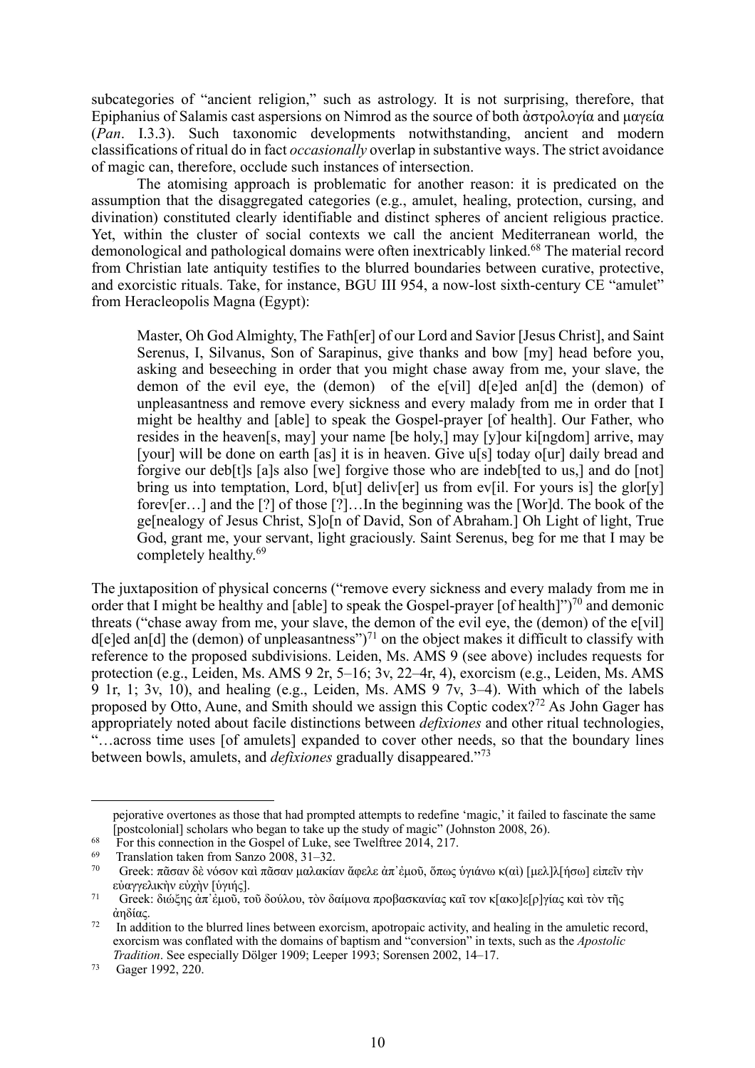subcategories of "ancient religion," such as astrology. It is not surprising, therefore, that Epiphanius of Salamis cast aspersions on Nimrod as the source of both ἀστρολογία and μαγεία (*Pan*. I.3.3). Such taxonomic developments notwithstanding, ancient and modern classifications of ritual do in fact *occasionally* overlap in substantive ways. The strict avoidance of magic can, therefore, occlude such instances of intersection.

The atomising approach is problematic for another reason: it is predicated on the assumption that the disaggregated categories (e.g., amulet, healing, protection, cursing, and divination) constituted clearly identifiable and distinct spheres of ancient religious practice. Yet, within the cluster of social contexts we call the ancient Mediterranean world, the demonological and pathological domains were often inextricably linked.[68] The material record from Christian late antiquity testifies to the blurred boundaries between curative, protective, and exorcistic rituals. Take, for instance, BGU III 954, a now-lost sixth-century CE "amulet" from Heracleopolis Magna (Egypt):

> Master, Oh God Almighty, The Fath[er] of our Lord and Savior [Jesus Christ], and Saint Serenus, I, Silvanus, Son of Sarapinus, give thanks and bow [my] head before you, asking and beseeching in order that you might chase away from me, your slave, the demon of the evil eye, the (demon) of the e[vil] d[e]ed an[d] the (demon) of unpleasantness and remove every sickness and every malady from me in order that I might be healthy and [able] to speak the Gospel-prayer [of health]. Our Father, who resides in the heaven[s, may] your name [be holy,] may [y]our ki[ngdom] arrive, may [your] will be done on earth [as] it is in heaven. Give u[s] today o[ur] daily bread and forgive our deb[t]s [a]s also [we] forgive those who are indeb[ted to us,] and do [not] bring us into temptation, Lord, b[ut] deliv[er] us from ev[il. For yours is] the glor[y] forev[er…] and the [?] of those [?]…In the beginning was the [Wor]d. The book of the ge[nealogy of Jesus Christ, S]o[n of David, Son of Abraham.] Oh Light of light, True God, grant me, your servant, light graciously. Saint Serenus, beg for me that I may be completely healthy.[69]

The juxtaposition of physical concerns ("remove every sickness and every malady from me in order that I might be healthy and [able] to speak the Gospel-prayer [of health]")[70] and demonic threats ("chase away from me, your slave, the demon of the evil eye, the (demon) of the e[vil] d[e]ed an[d] the (demon) of unpleasantness")[71] on the object makes it difficult to classify with reference to the proposed subdivisions. Leiden, Ms. AMS 9 (see above) includes requests for protection (e.g., Leiden, Ms. AMS 9 2r, 5–16; 3v, 22–4r, 4), exorcism (e.g., Leiden, Ms. AMS 9 1r, 1; 3v, 10), and healing (e.g., Leiden, Ms. AMS 9 7v, 3–4). With which of the labels proposed by Otto, Aune, and Smith should we assign this Coptic codex?[72] As John Gager has appropriately noted about facile distinctions between *defixiones* and other ritual technologies, "…across time uses [of amulets] expanded to cover other needs, so that the boundary lines between bowls, amulets, and *defixiones* gradually disappeared."[73]

---

pejorative overtones as those that had prompted attempts to redefine 'magic,' it failed to fascinate the same [postcolonial] scholars who began to take up the study of magic" (Johnston 2008, 26).

68 For this connection in the Gospel of Luke, see Twelftree 2014, 217.

69 Translation taken from Sanzo 2008, 31–32.

70 Greek: πᾶσαν δὲ νόσον καὶ πᾶσαν μαλακίαν ἄφελε ἀπ᾽ἐμοῦ, ὅπως ὑγιάνω κ(αὶ) [μελ]λ[ήσω] εἰπεῖν τὴν εὐαγγελικὴν εὐχὴν [ὑγιῆς].

71 Greek: διώξῃς ἀπ᾽ἐμοῦ, τοῦ δούλου, τὸν δαίμονα προβασκανίας καῖ τον κ[ακο]ε[ρ]γίας καὶ τὸν τῆς ἀηδίας.

72 In addition to the blurred lines between exorcism, apotropaic activity, and healing in the amuletic record, exorcism was conflated with the domains of baptism and "conversion" in texts, such as the *Apostolic Tradition*. See especially Dölger 1909; Leeper 1993; Sorensen 2002, 14–17.

73 Gager 1992, 220.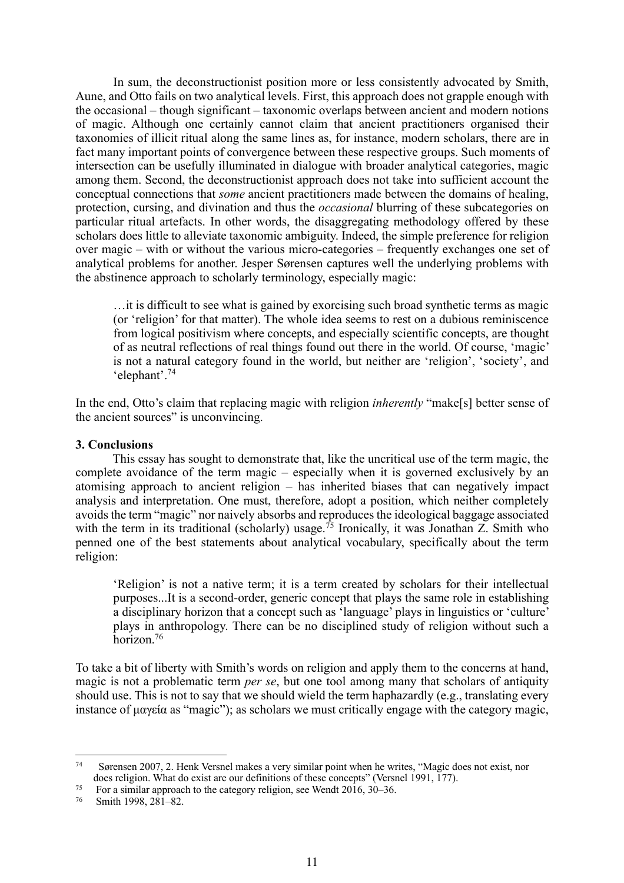In sum, the deconstructionist position more or less consistently advocated by Smith, Aune, and Otto fails on two analytical levels. First, this approach does not grapple enough with the occasional – though significant – taxonomic overlaps between ancient and modern notions of magic. Although one certainly cannot claim that ancient practitioners organised their taxonomies of illicit ritual along the same lines as, for instance, modern scholars, there are in fact many important points of convergence between these respective groups. Such moments of intersection can be usefully illuminated in dialogue with broader analytical categories, magic among them. Second, the deconstructionist approach does not take into sufficient account the conceptual connections that *some* ancient practitioners made between the domains of healing, protection, cursing, and divination and thus the *occasional* blurring of these subcategories on particular ritual artefacts. In other words, the disaggregating methodology offered by these scholars does little to alleviate taxonomic ambiguity. Indeed, the simple preference for religion over magic – with or without the various micro-categories – frequently exchanges one set of analytical problems for another. Jesper Sørensen captures well the underlying problems with the abstinence approach to scholarly terminology, especially magic:

> …it is difficult to see what is gained by exorcising such broad synthetic terms as magic (or 'religion' for that matter). The whole idea seems to rest on a dubious reminiscence from logical positivism where concepts, and especially scientific concepts, are thought of as neutral reflections of real things found out there in the world. Of course, 'magic' is not a natural category found in the world, but neither are 'religion', 'society', and 'elephant'.[74]

In the end, Otto's claim that replacing magic with religion *inherently* "make[s] better sense of the ancient sources" is unconvincing.

**3. Conclusions**

This essay has sought to demonstrate that, like the uncritical use of the term magic, the complete avoidance of the term magic – especially when it is governed exclusively by an atomising approach to ancient religion – has inherited biases that can negatively impact analysis and interpretation. One must, therefore, adopt a position, which neither completely avoids the term "magic" nor naively absorbs and reproduces the ideological baggage associated with the term in its traditional (scholarly) usage.[75] Ironically, it was Jonathan Z. Smith who penned one of the best statements about analytical vocabulary, specifically about the term religion:

> 'Religion' is not a native term; it is a term created by scholars for their intellectual purposes...It is a second-order, generic concept that plays the same role in establishing a disciplinary horizon that a concept such as 'language' plays in linguistics or 'culture' plays in anthropology. There can be no disciplined study of religion without such a horizon.[76]

To take a bit of liberty with Smith's words on religion and apply them to the concerns at hand, magic is not a problematic term *per se*, but one tool among many that scholars of antiquity should use. This is not to say that we should wield the term haphazardly (e.g., translating every instance of μαγεία as "magic"); as scholars we must critically engage with the category magic,

---

[74] Sørensen 2007, 2. Henk Versnel makes a very similar point when he writes, "Magic does not exist, nor does religion. What do exist are our definitions of these concepts" (Versnel 1991, 177).

[75] For a similar approach to the category religion, see Wendt 2016, 30–36.

[76] Smith 1998, 281–82.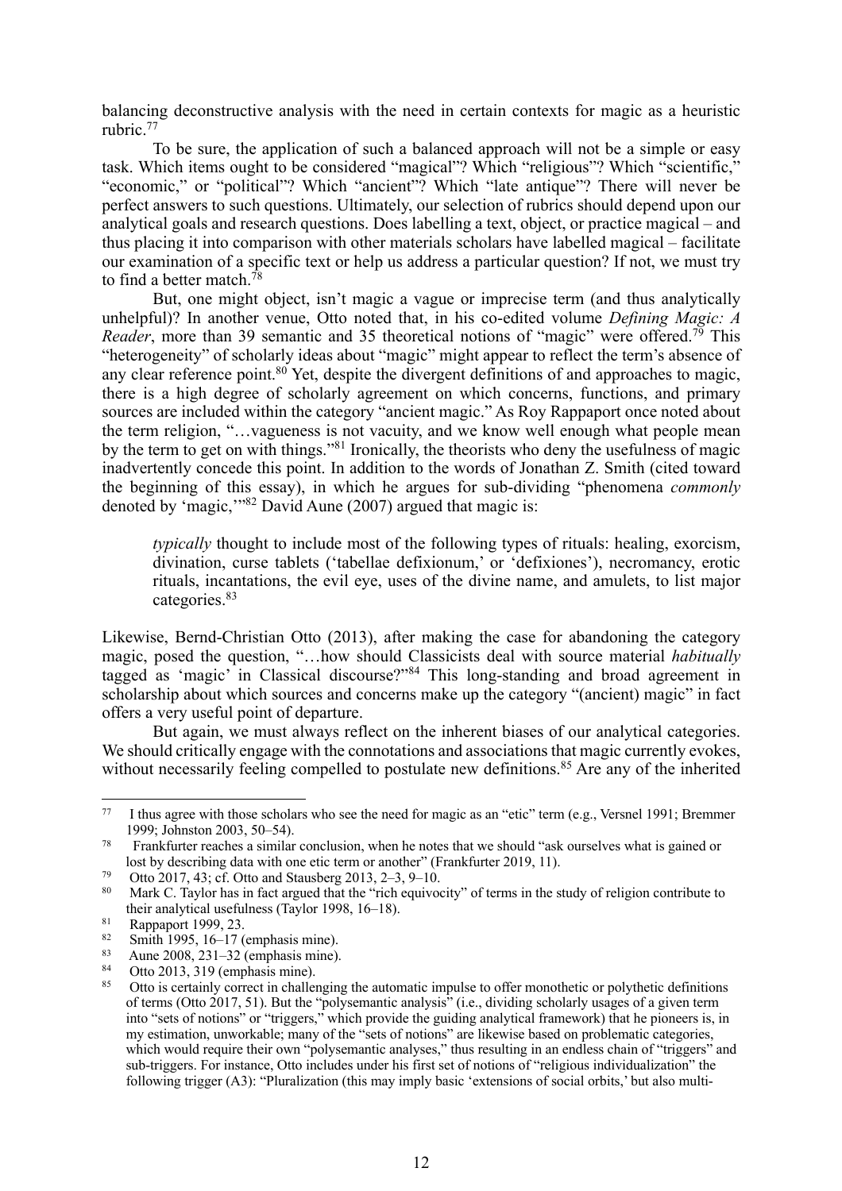balancing deconstructive analysis with the need in certain contexts for magic as a heuristic rubric.[77]

To be sure, the application of such a balanced approach will not be a simple or easy task. Which items ought to be considered "magical"? Which "religious"? Which "scientific," "economic," or "political"? Which "ancient"? Which "late antique"? There will never be perfect answers to such questions. Ultimately, our selection of rubrics should depend upon our analytical goals and research questions. Does labelling a text, object, or practice magical – and thus placing it into comparison with other materials scholars have labelled magical – facilitate our examination of a specific text or help us address a particular question? If not, we must try to find a better match.[78]

But, one might object, isn't magic a vague or imprecise term (and thus analytically unhelpful)? In another venue, Otto noted that, in his co-edited volume *Defining Magic: A Reader*, more than 39 semantic and 35 theoretical notions of "magic" were offered.[79] This "heterogeneity" of scholarly ideas about "magic" might appear to reflect the term's absence of any clear reference point.[80] Yet, despite the divergent definitions of and approaches to magic, there is a high degree of scholarly agreement on which concerns, functions, and primary sources are included within the category "ancient magic." As Roy Rappaport once noted about the term religion, "…vagueness is not vacuity, and we know well enough what people mean by the term to get on with things."[81] Ironically, the theorists who deny the usefulness of magic inadvertently concede this point. In addition to the words of Jonathan Z. Smith (cited toward the beginning of this essay), in which he argues for sub-dividing "phenomena *commonly* denoted by 'magic,'"[82] David Aune (2007) argued that magic is:

> *typically* thought to include most of the following types of rituals: healing, exorcism, divination, curse tablets ('tabellae defixionum,' or 'defixiones'), necromancy, erotic rituals, incantations, the evil eye, uses of the divine name, and amulets, to list major categories.[83]

Likewise, Bernd-Christian Otto (2013), after making the case for abandoning the category magic, posed the question, "…how should Classicists deal with source material *habitually* tagged as 'magic' in Classical discourse?"[84] This long-standing and broad agreement in scholarship about which sources and concerns make up the category "(ancient) magic" in fact offers a very useful point of departure.

But again, we must always reflect on the inherent biases of our analytical categories. We should critically engage with the connotations and associations that magic currently evokes, without necessarily feeling compelled to postulate new definitions.[85] Are any of the inherited

---

[77] I thus agree with those scholars who see the need for magic as an "etic" term (e.g., Versnel 1991; Bremmer 1999; Johnston 2003, 50–54).

[78] Frankfurter reaches a similar conclusion, when he notes that we should "ask ourselves what is gained or lost by describing data with one etic term or another" (Frankfurter 2019, 11).

[79] Otto 2017, 43; cf. Otto and Stausberg 2013, 2–3, 9–10.

[80] Mark C. Taylor has in fact argued that the "rich equivocity" of terms in the study of religion contribute to their analytical usefulness (Taylor 1998, 16–18).

[81] Rappaport 1999, 23.

[82] Smith 1995, 16–17 (emphasis mine).

[83] Aune 2008, 231–32 (emphasis mine).

[84] Otto 2013, 319 (emphasis mine).

[85] Otto is certainly correct in challenging the automatic impulse to offer monothetic or polythetic definitions of terms (Otto 2017, 51). But the "polysemantic analysis" (i.e., dividing scholarly usages of a given term into "sets of notions" or "triggers," which provide the guiding analytical framework) that he pioneers is, in my estimation, unworkable; many of the "sets of notions" are likewise based on problematic categories, which would require their own "polysemantic analyses," thus resulting in an endless chain of "triggers" and sub-triggers. For instance, Otto includes under his first set of notions of "religious individualization" the following trigger (A3): "Pluralization (this may imply basic 'extensions of social orbits,' but also multi-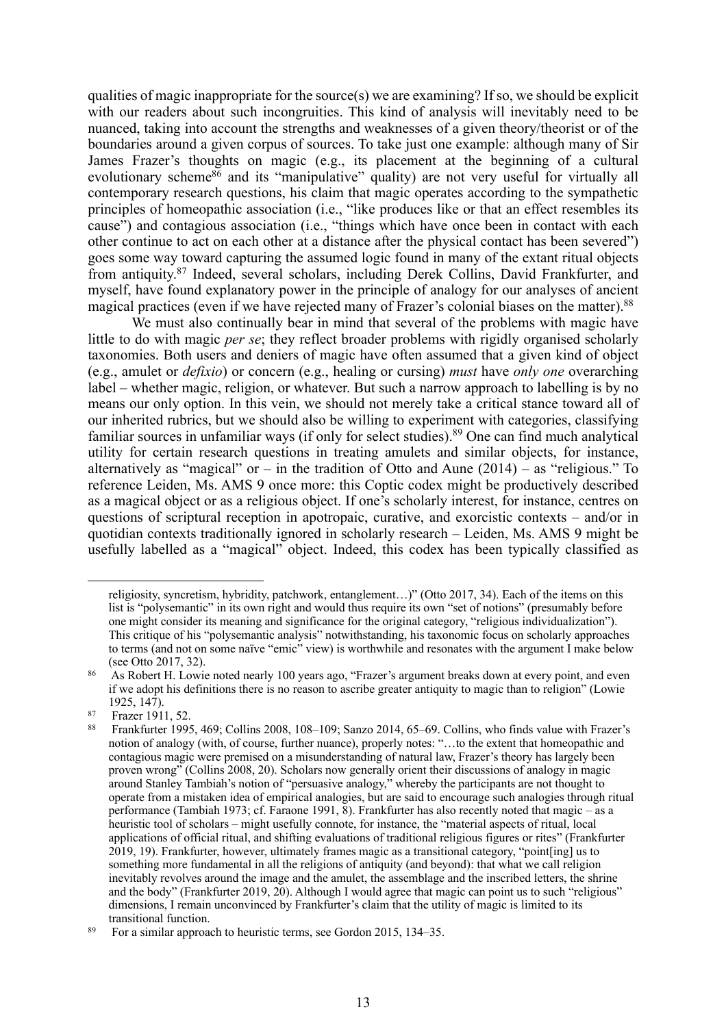qualities of magic inappropriate for the source(s) we are examining? If so, we should be explicit with our readers about such incongruities. This kind of analysis will inevitably need to be nuanced, taking into account the strengths and weaknesses of a given theory/theorist or of the boundaries around a given corpus of sources. To take just one example: although many of Sir James Frazer's thoughts on magic (e.g., its placement at the beginning of a cultural evolutionary scheme[86] and its "manipulative" quality) are not very useful for virtually all contemporary research questions, his claim that magic operates according to the sympathetic principles of homeopathic association (i.e., "like produces like or that an effect resembles its cause") and contagious association (i.e., "things which have once been in contact with each other continue to act on each other at a distance after the physical contact has been severed") goes some way toward capturing the assumed logic found in many of the extant ritual objects from antiquity.[87] Indeed, several scholars, including Derek Collins, David Frankfurter, and myself, have found explanatory power in the principle of analogy for our analyses of ancient magical practices (even if we have rejected many of Frazer's colonial biases on the matter).[88]

We must also continually bear in mind that several of the problems with magic have little to do with magic *per se*; they reflect broader problems with rigidly organised scholarly taxonomies. Both users and deniers of magic have often assumed that a given kind of object (e.g., amulet or *defixio*) or concern (e.g., healing or cursing) *must* have *only one* overarching label – whether magic, religion, or whatever. But such a narrow approach to labelling is by no means our only option. In this vein, we should not merely take a critical stance toward all of our inherited rubrics, but we should also be willing to experiment with categories, classifying familiar sources in unfamiliar ways (if only for select studies).[89] One can find much analytical utility for certain research questions in treating amulets and similar objects, for instance, alternatively as "magical" or – in the tradition of Otto and Aune (2014) – as "religious." To reference Leiden, Ms. AMS 9 once more: this Coptic codex might be productively described as a magical object or as a religious object. If one's scholarly interest, for instance, centres on questions of scriptural reception in apotropaic, curative, and exorcistic contexts – and/or in quotidian contexts traditionally ignored in scholarly research – Leiden, Ms. AMS 9 might be usefully labelled as a "magical" object. Indeed, this codex has been typically classified as

---

religiosity, syncretism, hybridity, patchwork, entanglement…)" (Otto 2017, 34). Each of the items on this list is "polysemantic" in its own right and would thus require its own "set of notions" (presumably before one might consider its meaning and significance for the original category, "religious individualization"). This critique of his "polysemantic analysis" notwithstanding, his taxonomic focus on scholarly approaches to terms (and not on some naïve "emic" view) is worthwhile and resonates with the argument I make below (see Otto 2017, 32).

[86] As Robert H. Lowie noted nearly 100 years ago, "Frazer's argument breaks down at every point, and even if we adopt his definitions there is no reason to ascribe greater antiquity to magic than to religion" (Lowie 1925, 147).

[87] Frazer 1911, 52.

[88] Frankfurter 1995, 469; Collins 2008, 108–109; Sanzo 2014, 65–69. Collins, who finds value with Frazer's notion of analogy (with, of course, further nuance), properly notes: "…to the extent that homeopathic and contagious magic were premised on a misunderstanding of natural law, Frazer's theory has largely been proven wrong" (Collins 2008, 20). Scholars now generally orient their discussions of analogy in magic around Stanley Tambiah's notion of "persuasive analogy," whereby the participants are not thought to operate from a mistaken idea of empirical analogies, but are said to encourage such analogies through ritual performance (Tambiah 1973; cf. Faraone 1991, 8). Frankfurter has also recently noted that magic – as a heuristic tool of scholars – might usefully connote, for instance, the "material aspects of ritual, local applications of official ritual, and shifting evaluations of traditional religious figures or rites" (Frankfurter 2019, 19). Frankfurter, however, ultimately frames magic as a transitional category, "point[ing] us to something more fundamental in all the religions of antiquity (and beyond): that what we call religion inevitably revolves around the image and the amulet, the assemblage and the inscribed letters, the shrine and the body" (Frankfurter 2019, 20). Although I would agree that magic can point us to such "religious" dimensions, I remain unconvinced by Frankfurter's claim that the utility of magic is limited to its transitional function.

[89] For a similar approach to heuristic terms, see Gordon 2015, 134–35.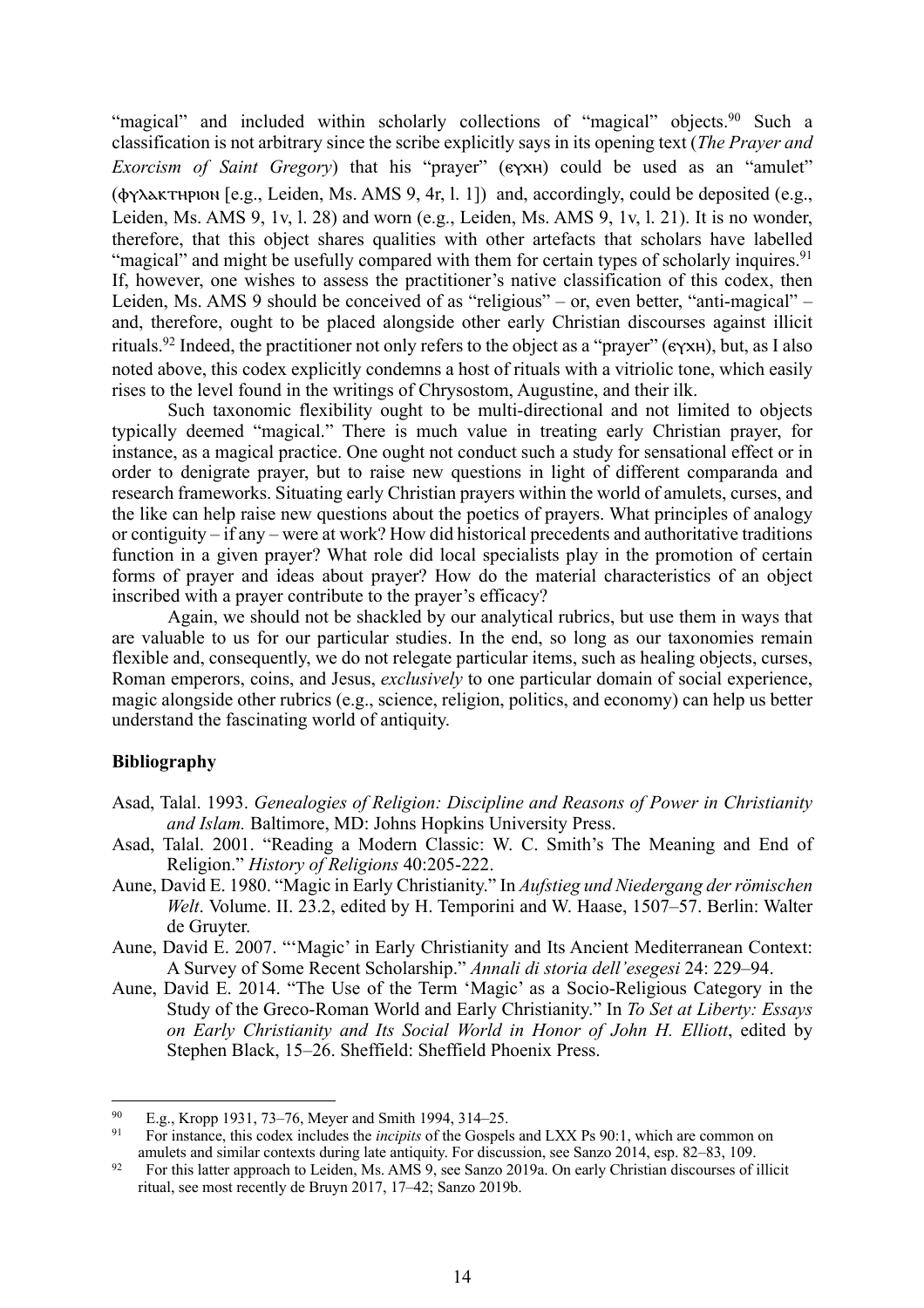"magical" and included within scholarly collections of "magical" objects.[90] Such a classification is not arbitrary since the scribe explicitly says in its opening text (*The Prayer and Exorcism of Saint Gregory*) that his "prayer" (ⲉⲩⲭⲏ) could be used as an "amulet" (ⲫⲩⲗⲁⲕⲧⲏⲣⲓⲟⲛ [e.g., Leiden, Ms. AMS 9, 4r, l. 1]) and, accordingly, could be deposited (e.g., Leiden, Ms. AMS 9, 1v, l. 28) and worn (e.g., Leiden, Ms. AMS 9, 1v, l. 21). It is no wonder, therefore, that this object shares qualities with other artefacts that scholars have labelled "magical" and might be usefully compared with them for certain types of scholarly inquires.[91] If, however, one wishes to assess the practitioner's native classification of this codex, then Leiden, Ms. AMS 9 should be conceived of as "religious" – or, even better, "anti-magical" – and, therefore, ought to be placed alongside other early Christian discourses against illicit rituals.[92] Indeed, the practitioner not only refers to the object as a "prayer" (ⲉⲩⲭⲏ), but, as I also noted above, this codex explicitly condemns a host of rituals with a vitriolic tone, which easily rises to the level found in the writings of Chrysostom, Augustine, and their ilk.

Such taxonomic flexibility ought to be multi-directional and not limited to objects typically deemed "magical." There is much value in treating early Christian prayer, for instance, as a magical practice. One ought not conduct such a study for sensational effect or in order to denigrate prayer, but to raise new questions in light of different comparanda and research frameworks. Situating early Christian prayers within the world of amulets, curses, and the like can help raise new questions about the poetics of prayers. What principles of analogy or contiguity – if any – were at work? How did historical precedents and authoritative traditions function in a given prayer? What role did local specialists play in the promotion of certain forms of prayer and ideas about prayer? How do the material characteristics of an object inscribed with a prayer contribute to the prayer's efficacy?

Again, we should not be shackled by our analytical rubrics, but use them in ways that are valuable to us for our particular studies. In the end, so long as our taxonomies remain flexible and, consequently, we do not relegate particular items, such as healing objects, curses, Roman emperors, coins, and Jesus, *exclusively* to one particular domain of social experience, magic alongside other rubrics (e.g., science, religion, politics, and economy) can help us better understand the fascinating world of antiquity.

**Bibliography**

Asad, Talal. 1993. *Genealogies of Religion: Discipline and Reasons of Power in Christianity and Islam.* Baltimore, MD: Johns Hopkins University Press.

Asad, Talal. 2001. "Reading a Modern Classic: W. C. Smith's The Meaning and End of Religion." *History of Religions* 40:205-222.

Aune, David E. 1980. "Magic in Early Christianity." In *Aufstieg und Niedergang der römischen Welt*. Volume. II. 23.2, edited by H. Temporini and W. Haase, 1507–57. Berlin: Walter de Gruyter.

Aune, David E. 2007. "'Magic' in Early Christianity and Its Ancient Mediterranean Context: A Survey of Some Recent Scholarship." *Annali di storia dell'esegesi* 24: 229–94.

Aune, David E. 2014. "The Use of the Term 'Magic' as a Socio-Religious Category in the Study of the Greco-Roman World and Early Christianity." In *To Set at Liberty: Essays on Early Christianity and Its Social World in Honor of John H. Elliott*, edited by Stephen Black, 15–26. Sheffield: Sheffield Phoenix Press.

---

[90] E.g., Kropp 1931, 73–76, Meyer and Smith 1994, 314–25.

[91] For instance, this codex includes the *incipits* of the Gospels and LXX Ps 90:1, which are common on amulets and similar contexts during late antiquity. For discussion, see Sanzo 2014, esp. 82–83, 109.

[92] For this latter approach to Leiden, Ms. AMS 9, see Sanzo 2019a. On early Christian discourses of illicit ritual, see most recently de Bruyn 2017, 17–42; Sanzo 2019b.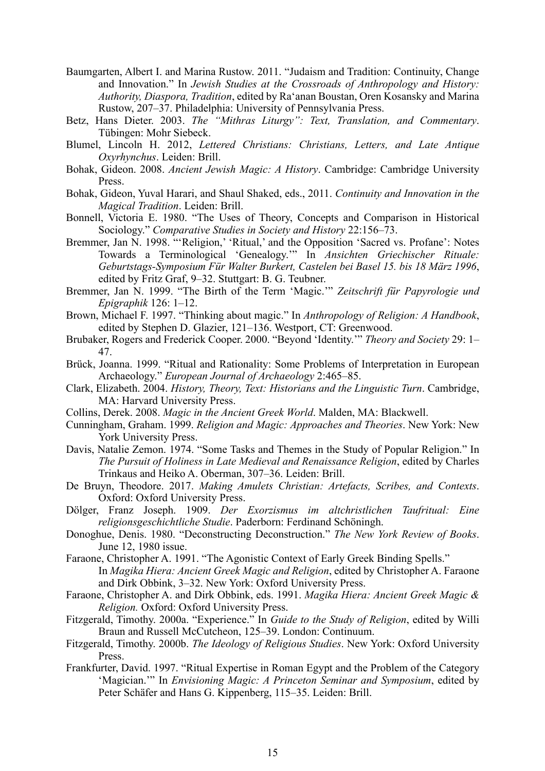Baumgarten, Albert I. and Marina Rustow. 2011. "Judaism and Tradition: Continuity, Change and Innovation." In *Jewish Studies at the Crossroads of Anthropology and History: Authority, Diaspora, Tradition*, edited by Ra'anan Boustan, Oren Kosansky and Marina Rustow, 207–37. Philadelphia: University of Pennsylvania Press.

Betz, Hans Dieter. 2003. *The "Mithras Liturgy": Text, Translation, and Commentary*. Tübingen: Mohr Siebeck.

Blumel, Lincoln H. 2012, *Lettered Christians: Christians, Letters, and Late Antique Oxyrhynchus*. Leiden: Brill.

Bohak, Gideon. 2008. *Ancient Jewish Magic: A History*. Cambridge: Cambridge University Press.

Bohak, Gideon, Yuval Harari, and Shaul Shaked, eds., 2011. *Continuity and Innovation in the Magical Tradition*. Leiden: Brill.

Bonnell, Victoria E. 1980. "The Uses of Theory, Concepts and Comparison in Historical Sociology." *Comparative Studies in Society and History* 22:156–73.

Bremmer, Jan N. 1998. "'Religion,' 'Ritual,' and the Opposition 'Sacred vs. Profane': Notes Towards a Terminological 'Genealogy.'" In *Ansichten Griechischer Rituale: Geburtstags-Symposium Für Walter Burkert, Castelen bei Basel 15. bis 18 März 1996*, edited by Fritz Graf, 9–32. Stuttgart: B. G. Teubner.

Bremmer, Jan N. 1999. "The Birth of the Term 'Magic.'" *Zeitschrift für Papyrologie und Epigraphik* 126: 1–12.

Brown, Michael F. 1997. "Thinking about magic." In *Anthropology of Religion: A Handbook*, edited by Stephen D. Glazier, 121–136. Westport, CT: Greenwood.

Brubaker, Rogers and Frederick Cooper. 2000. "Beyond 'Identity.'" *Theory and Society* 29: 1–47.

Brück, Joanna. 1999. "Ritual and Rationality: Some Problems of Interpretation in European Archaeology." *European Journal of Archaeology* 2:465–85.

Clark, Elizabeth. 2004. *History, Theory, Text: Historians and the Linguistic Turn*. Cambridge, MA: Harvard University Press.

Collins, Derek. 2008. *Magic in the Ancient Greek World*. Malden, MA: Blackwell.

Cunningham, Graham. 1999. *Religion and Magic: Approaches and Theories*. New York: New York University Press.

Davis, Natalie Zemon. 1974. "Some Tasks and Themes in the Study of Popular Religion." In *The Pursuit of Holiness in Late Medieval and Renaissance Religion*, edited by Charles Trinkaus and Heiko A. Oberman, 307–36. Leiden: Brill.

De Bruyn, Theodore. 2017. *Making Amulets Christian: Artefacts, Scribes, and Contexts*. Oxford: Oxford University Press.

Dölger, Franz Joseph. 1909. *Der Exorzismus im altchristlichen Taufritual: Eine religionsgeschichtliche Studie*. Paderborn: Ferdinand Schöningh.

Donoghue, Denis. 1980. "Deconstructing Deconstruction." *The New York Review of Books*. June 12, 1980 issue.

Faraone, Christopher A. 1991. "The Agonistic Context of Early Greek Binding Spells." In *Magika Hiera: Ancient Greek Magic and Religion*, edited by Christopher A. Faraone and Dirk Obbink, 3–32. New York: Oxford University Press.

Faraone, Christopher A. and Dirk Obbink, eds. 1991. *Magika Hiera: Ancient Greek Magic & Religion.* Oxford: Oxford University Press.

Fitzgerald, Timothy. 2000a. "Experience." In *Guide to the Study of Religion*, edited by Willi Braun and Russell McCutcheon, 125–39. London: Continuum.

Fitzgerald, Timothy. 2000b. *The Ideology of Religious Studies*. New York: Oxford University Press.

Frankfurter, David. 1997. "Ritual Expertise in Roman Egypt and the Problem of the Category 'Magician.'" In *Envisioning Magic: A Princeton Seminar and Symposium*, edited by Peter Schäfer and Hans G. Kippenberg, 115–35. Leiden: Brill.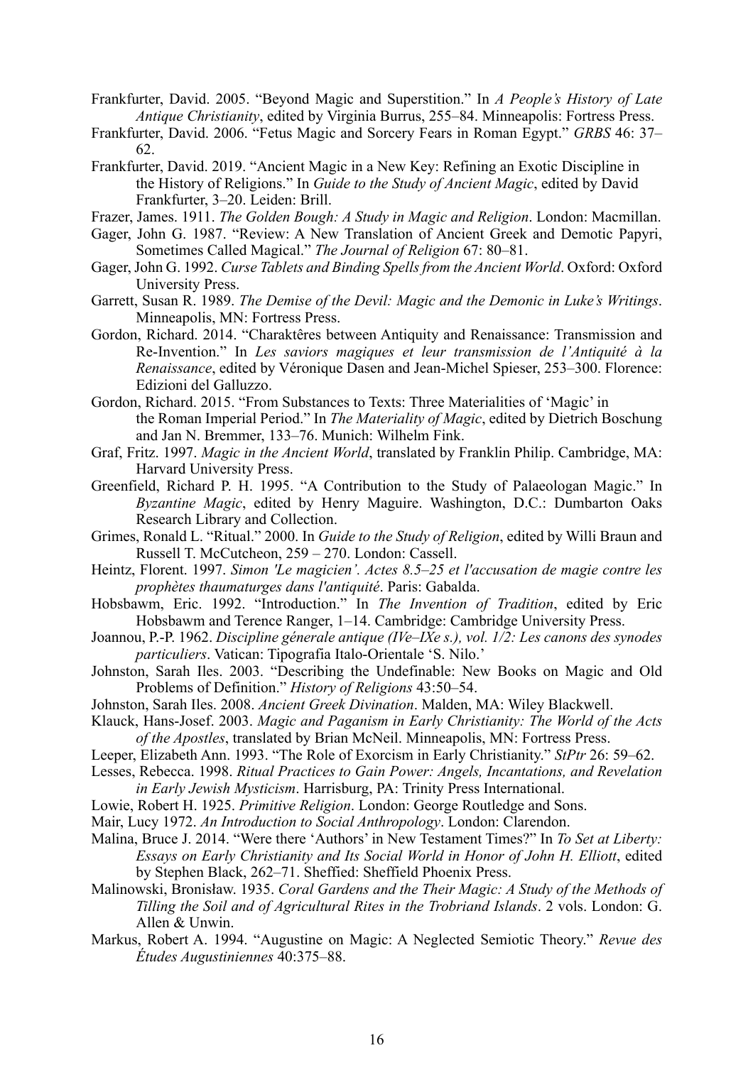Frankfurter, David. 2005. "Beyond Magic and Superstition." In *A People's History of Late Antique Christianity*, edited by Virginia Burrus, 255–84. Minneapolis: Fortress Press.

Frankfurter, David. 2006. "Fetus Magic and Sorcery Fears in Roman Egypt." *GRBS* 46: 37–62.

Frankfurter, David. 2019. "Ancient Magic in a New Key: Refining an Exotic Discipline in the History of Religions." In *Guide to the Study of Ancient Magic*, edited by David Frankfurter, 3–20. Leiden: Brill.

Frazer, James. 1911. *The Golden Bough: A Study in Magic and Religion*. London: Macmillan.

Gager, John G. 1987. "Review: A New Translation of Ancient Greek and Demotic Papyri, Sometimes Called Magical." *The Journal of Religion* 67: 80–81.

Gager, John G. 1992. *Curse Tablets and Binding Spells from the Ancient World*. Oxford: Oxford University Press.

Garrett, Susan R. 1989. *The Demise of the Devil: Magic and the Demonic in Luke's Writings*. Minneapolis, MN: Fortress Press.

Gordon, Richard. 2014. "Charaktêres between Antiquity and Renaissance: Transmission and Re-Invention." In *Les saviors magiques et leur transmission de l'Antiquité à la Renaissance*, edited by Véronique Dasen and Jean-Michel Spieser, 253–300. Florence: Edizioni del Galluzzo.

Gordon, Richard. 2015. "From Substances to Texts: Three Materialities of 'Magic' in the Roman Imperial Period." In *The Materiality of Magic*, edited by Dietrich Boschung and Jan N. Bremmer, 133–76. Munich: Wilhelm Fink.

Graf, Fritz. 1997. *Magic in the Ancient World*, translated by Franklin Philip. Cambridge, MA: Harvard University Press.

Greenfield, Richard P. H. 1995. "A Contribution to the Study of Palaeologan Magic." In *Byzantine Magic*, edited by Henry Maguire. Washington, D.C.: Dumbarton Oaks Research Library and Collection.

Grimes, Ronald L. "Ritual." 2000. In *Guide to the Study of Religion*, edited by Willi Braun and Russell T. McCutcheon, 259 – 270. London: Cassell.

Heintz, Florent. 1997. *Simon 'Le magicien'. Actes 8.5–25 et l'accusation de magie contre les prophètes thaumaturges dans l'antiquité*. Paris: Gabalda.

Hobsbawm, Eric. 1992. "Introduction." In *The Invention of Tradition*, edited by Eric Hobsbawm and Terence Ranger, 1–14. Cambridge: Cambridge University Press.

Joannou, P.-P. 1962. *Discipline génerale antique (IVe–IXe s.), vol. 1/2: Les canons des synodes particuliers*. Vatican: Tipografia Italo-Orientale 'S. Nilo.'

Johnston, Sarah Iles. 2003. "Describing the Undefinable: New Books on Magic and Old Problems of Definition." *History of Religions* 43:50–54.

Johnston, Sarah Iles. 2008. *Ancient Greek Divination*. Malden, MA: Wiley Blackwell.

Klauck, Hans-Josef. 2003. *Magic and Paganism in Early Christianity: The World of the Acts of the Apostles*, translated by Brian McNeil. Minneapolis, MN: Fortress Press.

Leeper, Elizabeth Ann. 1993. "The Role of Exorcism in Early Christianity." *StPtr* 26: 59–62.

Lesses, Rebecca. 1998. *Ritual Practices to Gain Power: Angels, Incantations, and Revelation in Early Jewish Mysticism*. Harrisburg, PA: Trinity Press International.

Lowie, Robert H. 1925. *Primitive Religion*. London: George Routledge and Sons.

Mair, Lucy 1972. *An Introduction to Social Anthropology*. London: Clarendon.

Malina, Bruce J. 2014. "Were there 'Authors' in New Testament Times?" In *To Set at Liberty: Essays on Early Christianity and Its Social World in Honor of John H. Elliott*, edited by Stephen Black, 262–71. Sheffied: Sheffield Phoenix Press.

Malinowski, Bronisław. 1935. *Coral Gardens and the Their Magic: A Study of the Methods of Tilling the Soil and of Agricultural Rites in the Trobriand Islands*. 2 vols. London: G. Allen & Unwin.

Markus, Robert A. 1994. "Augustine on Magic: A Neglected Semiotic Theory." *Revue des Études Augustiniennes* 40:375–88.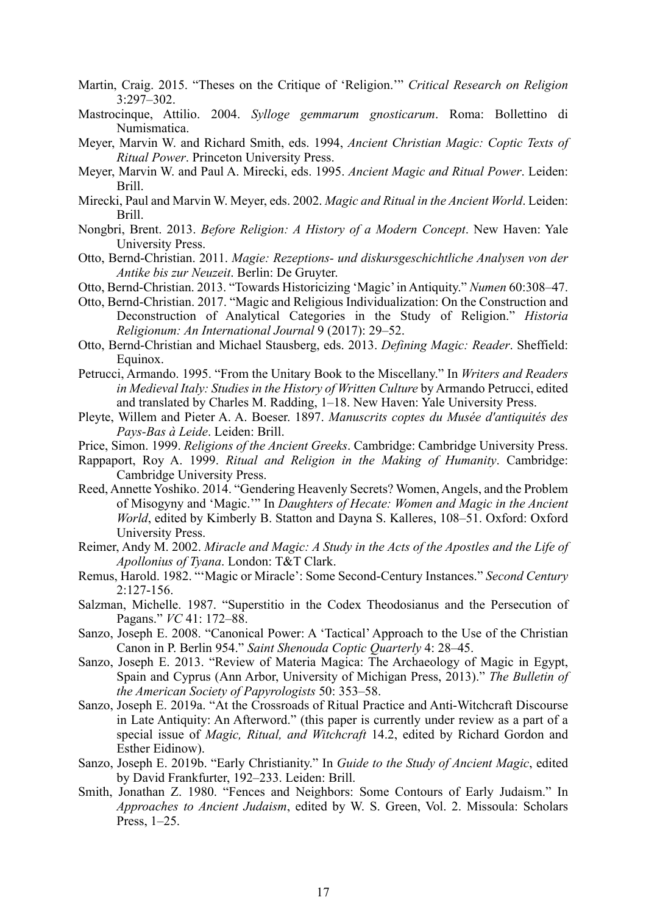Martin, Craig. 2015. "Theses on the Critique of 'Religion.'" *Critical Research on Religion* 3:297–302.

Mastrocinque, Attilio. 2004. *Sylloge gemmarum gnosticarum*. Roma: Bollettino di Numismatica.

Meyer, Marvin W. and Richard Smith, eds. 1994, *Ancient Christian Magic: Coptic Texts of Ritual Power*. Princeton University Press.

Meyer, Marvin W. and Paul A. Mirecki, eds. 1995. *Ancient Magic and Ritual Power*. Leiden: Brill.

Mirecki, Paul and Marvin W. Meyer, eds. 2002. *Magic and Ritual in the Ancient World*. Leiden: Brill.

Nongbri, Brent. 2013. *Before Religion: A History of a Modern Concept*. New Haven: Yale University Press.

Otto, Bernd-Christian. 2011. *Magie: Rezeptions- und diskursgeschichtliche Analysen von der Antike bis zur Neuzeit*. Berlin: De Gruyter.

Otto, Bernd-Christian. 2013. "Towards Historicizing 'Magic' in Antiquity." *Numen* 60:308–47.

Otto, Bernd-Christian. 2017. "Magic and Religious Individualization: On the Construction and Deconstruction of Analytical Categories in the Study of Religion." *Historia Religionum: An International Journal* 9 (2017): 29–52.

Otto, Bernd-Christian and Michael Stausberg, eds. 2013. *Defining Magic: Reader*. Sheffield: Equinox.

Petrucci, Armando. 1995. "From the Unitary Book to the Miscellany." In *Writers and Readers in Medieval Italy: Studies in the History of Written Culture* by Armando Petrucci, edited and translated by Charles M. Radding, 1–18. New Haven: Yale University Press.

Pleyte, Willem and Pieter A. A. Boeser. 1897. *Manuscrits coptes du Musée d'antiquités des Pays-Bas à Leide*. Leiden: Brill.

Price, Simon. 1999. *Religions of the Ancient Greeks*. Cambridge: Cambridge University Press.

Rappaport, Roy A. 1999. *Ritual and Religion in the Making of Humanity*. Cambridge: Cambridge University Press.

Reed, Annette Yoshiko. 2014. "Gendering Heavenly Secrets? Women, Angels, and the Problem of Misogyny and 'Magic.'" In *Daughters of Hecate: Women and Magic in the Ancient World*, edited by Kimberly B. Statton and Dayna S. Kalleres, 108–51. Oxford: Oxford University Press.

Reimer, Andy M. 2002. *Miracle and Magic: A Study in the Acts of the Apostles and the Life of Apollonius of Tyana*. London: T&T Clark.

Remus, Harold. 1982. "'Magic or Miracle': Some Second-Century Instances." *Second Century* 2:127-156.

Salzman, Michelle. 1987. "Superstitio in the Codex Theodosianus and the Persecution of Pagans." *VC* 41: 172–88.

Sanzo, Joseph E. 2008. "Canonical Power: A 'Tactical' Approach to the Use of the Christian Canon in P. Berlin 954." *Saint Shenouda Coptic Quarterly* 4: 28–45.

Sanzo, Joseph E. 2013. "Review of Materia Magica: The Archaeology of Magic in Egypt, Spain and Cyprus (Ann Arbor, University of Michigan Press, 2013)." *The Bulletin of the American Society of Papyrologists* 50: 353–58.

Sanzo, Joseph E. 2019a. "At the Crossroads of Ritual Practice and Anti-Witchcraft Discourse in Late Antiquity: An Afterword." (this paper is currently under review as a part of a special issue of *Magic, Ritual, and Witchcraft* 14.2, edited by Richard Gordon and Esther Eidinow).

Sanzo, Joseph E. 2019b. "Early Christianity." In *Guide to the Study of Ancient Magic*, edited by David Frankfurter, 192–233. Leiden: Brill.

Smith, Jonathan Z. 1980. "Fences and Neighbors: Some Contours of Early Judaism." In *Approaches to Ancient Judaism*, edited by W. S. Green, Vol. 2. Missoula: Scholars Press, 1–25.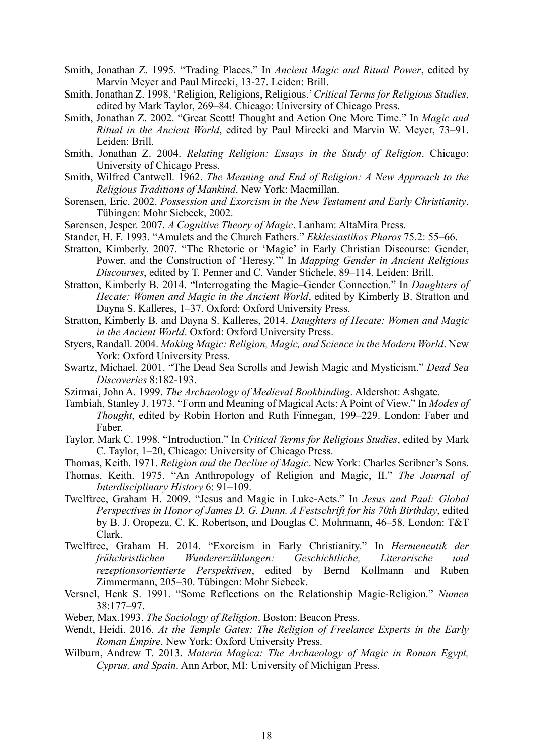Smith, Jonathan Z. 1995. "Trading Places." In *Ancient Magic and Ritual Power*, edited by Marvin Meyer and Paul Mirecki, 13-27. Leiden: Brill.

Smith, Jonathan Z. 1998, 'Religion, Religions, Religious.' *Critical Terms for Religious Studies*, edited by Mark Taylor, 269–84. Chicago: University of Chicago Press.

Smith, Jonathan Z. 2002. "Great Scott! Thought and Action One More Time." In *Magic and Ritual in the Ancient World*, edited by Paul Mirecki and Marvin W. Meyer, 73–91. Leiden: Brill.

Smith, Jonathan Z. 2004. *Relating Religion: Essays in the Study of Religion*. Chicago: University of Chicago Press.

Smith, Wilfred Cantwell. 1962. *The Meaning and End of Religion: A New Approach to the Religious Traditions of Mankind*. New York: Macmillan.

Sorensen, Eric. 2002. *Possession and Exorcism in the New Testament and Early Christianity*. Tübingen: Mohr Siebeck, 2002.

Sørensen, Jesper. 2007. *A Cognitive Theory of Magic*. Lanham: AltaMira Press.

Stander, H. F. 1993. "Amulets and the Church Fathers." *Ekklesiastikos Pharos* 75.2: 55–66.

Stratton, Kimberly. 2007. "The Rhetoric or 'Magic' in Early Christian Discourse: Gender, Power, and the Construction of 'Heresy.'" In *Mapping Gender in Ancient Religious Discourses*, edited by T. Penner and C. Vander Stichele, 89–114. Leiden: Brill.

Stratton, Kimberly B. 2014. "Interrogating the Magic–Gender Connection." In *Daughters of Hecate: Women and Magic in the Ancient World*, edited by Kimberly B. Stratton and Dayna S. Kalleres, 1–37. Oxford: Oxford University Press.

Stratton, Kimberly B. and Dayna S. Kalleres, 2014. *Daughters of Hecate: Women and Magic in the Ancient World*. Oxford: Oxford University Press.

Styers, Randall. 2004. *Making Magic: Religion, Magic, and Science in the Modern World*. New York: Oxford University Press.

Swartz, Michael. 2001. "The Dead Sea Scrolls and Jewish Magic and Mysticism." *Dead Sea Discoveries* 8:182-193.

Szirmai, John A. 1999. *The Archaeology of Medieval Bookbinding*. Aldershot: Ashgate.

Tambiah, Stanley J. 1973. "Form and Meaning of Magical Acts: A Point of View." In *Modes of Thought*, edited by Robin Horton and Ruth Finnegan, 199–229. London: Faber and Faber.

Taylor, Mark C. 1998. "Introduction." In *Critical Terms for Religious Studies*, edited by Mark C. Taylor, 1–20, Chicago: University of Chicago Press.

Thomas, Keith. 1971. *Religion and the Decline of Magic*. New York: Charles Scribner's Sons.

Thomas, Keith. 1975. "An Anthropology of Religion and Magic, II." *The Journal of Interdisciplinary History* 6: 91–109.

Twelftree, Graham H. 2009. "Jesus and Magic in Luke-Acts." In *Jesus and Paul: Global Perspectives in Honor of James D. G. Dunn. A Festschrift for his 70th Birthday*, edited by B. J. Oropeza, C. K. Robertson, and Douglas C. Mohrmann, 46–58. London: T&T Clark.

Twelftree, Graham H. 2014. "Exorcism in Early Christianity." In *Hermeneutik der frühchristlichen Wundererzählungen: Geschichtliche, Literarische und rezeptionsorientierte Perspektiven*, edited by Bernd Kollmann and Ruben Zimmermann, 205–30. Tübingen: Mohr Siebeck.

Versnel, Henk S. 1991. "Some Reflections on the Relationship Magic-Religion." *Numen* 38:177–97.

Weber, Max.1993. *The Sociology of Religion*. Boston: Beacon Press.

Wendt, Heidi. 2016. *At the Temple Gates: The Religion of Freelance Experts in the Early Roman Empire*. New York: Oxford University Press.

Wilburn, Andrew T. 2013. *Materia Magica: The Archaeology of Magic in Roman Egypt, Cyprus, and Spain*. Ann Arbor, MI: University of Michigan Press.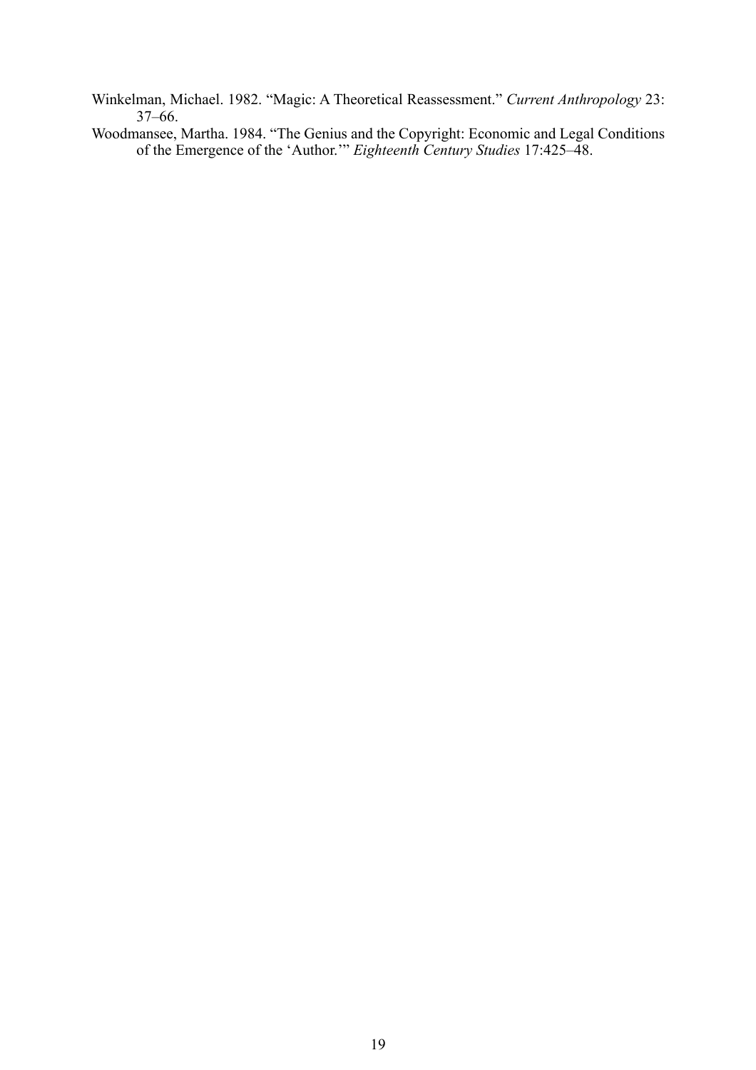Winkelman, Michael. 1982. "Magic: A Theoretical Reassessment." *Current Anthropology* 23: 37–66.

Woodmansee, Martha. 1984. "The Genius and the Copyright: Economic and Legal Conditions of the Emergence of the 'Author.'" *Eighteenth Century Studies* 17:425–48.